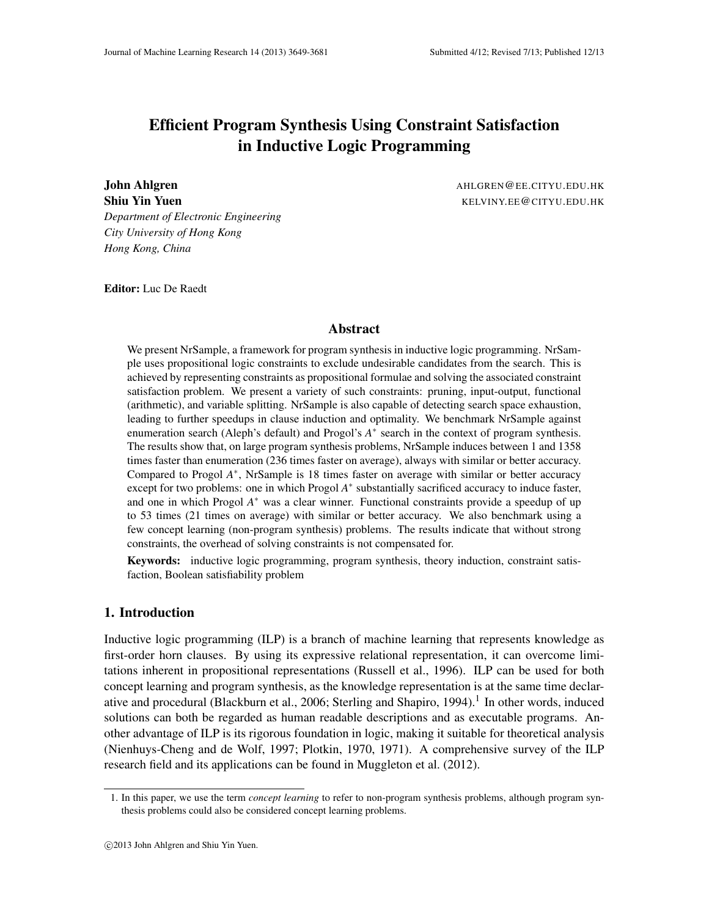# Efficient Program Synthesis Using Constraint Satisfaction in Inductive Logic Programming

**John Ahlgren** AHLGREN@EE.CITYU.EDU.HK
**Shiu Yin Yuen** KELVINY.EE@CITYU.EDU.HK
*Department of Electronic Engineering*
*City University of Hong Kong*
*Hong Kong, China*

**Editor:** Luc De Raedt

## Abstract

We present NrSample, a framework for program synthesis in inductive logic programming. NrSample uses propositional logic constraints to exclude undesirable candidates from the search. This is achieved by representing constraints as propositional formulae and solving the associated constraint satisfaction problem. We present a variety of such constraints: pruning, input-output, functional (arithmetic), and variable splitting. NrSample is also capable of detecting search space exhaustion, leading to further speedups in clause induction and optimality. We benchmark NrSample against enumeration search (Aleph's default) and Progol's $A^*$ search in the context of program synthesis. The results show that, on large program synthesis problems, NrSample induces between 1 and 1358 times faster than enumeration (236 times faster on average), always with similar or better accuracy. Compared to Progol $A^*$, NrSample is 18 times faster on average with similar or better accuracy except for two problems: one in which Progol $A^*$ substantially sacrificed accuracy to induce faster, and one in which Progol $A^*$ was a clear winner. Functional constraints provide a speedup of up to 53 times (21 times on average) with similar or better accuracy. We also benchmark using a few concept learning (non-program synthesis) problems. The results indicate that without strong constraints, the overhead of solving constraints is not compensated for.

**Keywords:** inductive logic programming, program synthesis, theory induction, constraint satisfaction, Boolean satisfiability problem

## 1. Introduction

Inductive logic programming (ILP) is a branch of machine learning that represents knowledge as first-order horn clauses. By using its expressive relational representation, it can overcome limitations inherent in propositional representations (Russell et al., 1996). ILP can be used for both concept learning and program synthesis, as the knowledge representation is at the same time declarative and procedural (Blackburn et al., 2006; Sterling and Shapiro, 1994).[1] In other words, induced solutions can both be regarded as human readable descriptions and as executable programs. Another advantage of ILP is its rigorous foundation in logic, making it suitable for theoretical analysis (Nienhuys-Cheng and de Wolf, 1997; Plotkin, 1970, 1971). A comprehensive survey of the ILP research field and its applications can be found in Muggleton et al. (2012).

1. In this paper, we use the term *concept learning* to refer to non-program synthesis problems, although program synthesis problems could also be considered concept learning problems.

©2013 John Ahlgren and Shiu Yin Yuen.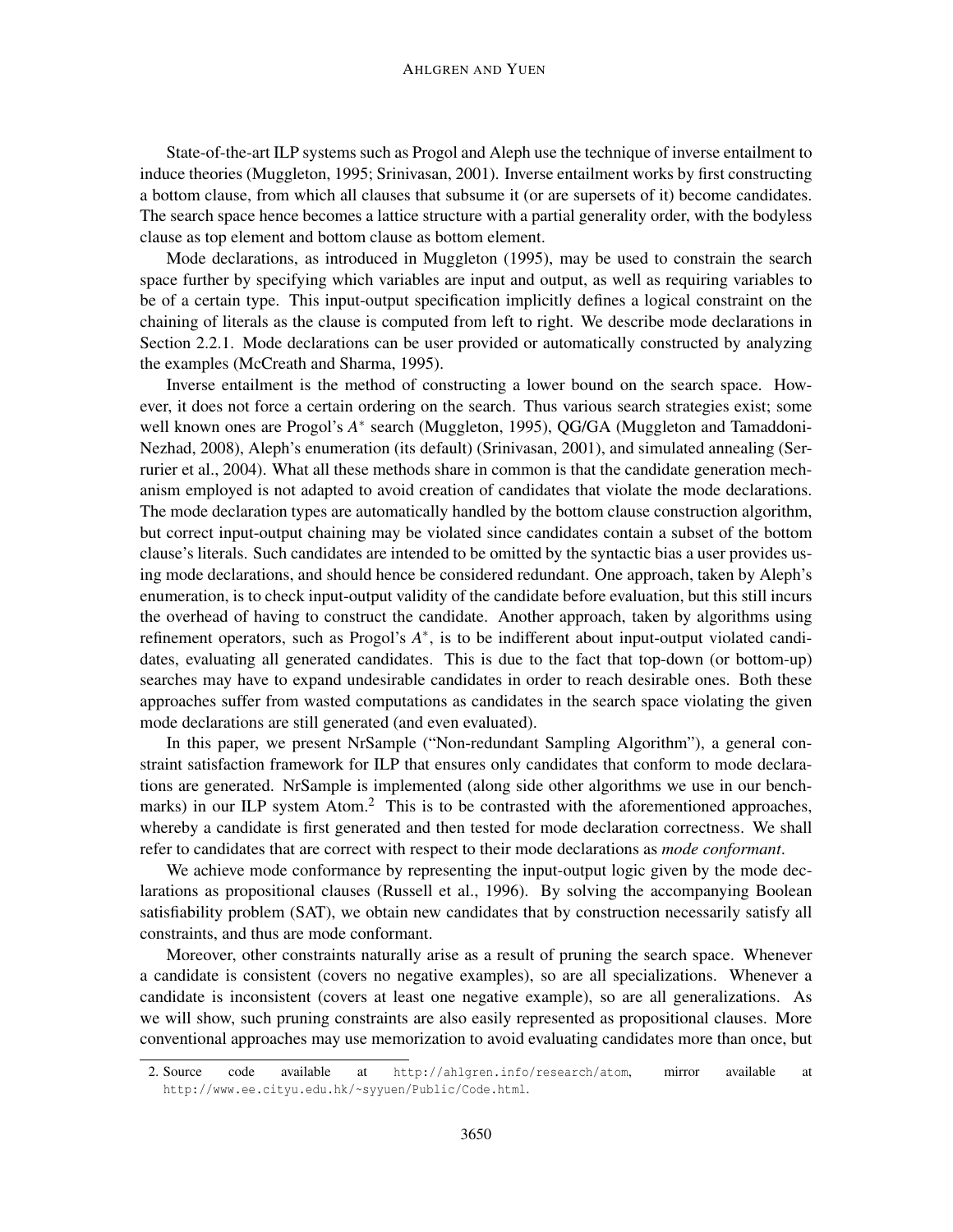State-of-the-art ILP systems such as Progol and Aleph use the technique of inverse entailment to induce theories (Muggleton, 1995; Srinivasan, 2001). Inverse entailment works by first constructing a bottom clause, from which all clauses that subsume it (or are supersets of it) become candidates. The search space hence becomes a lattice structure with a partial generality order, with the bodyless clause as top element and bottom clause as bottom element.

Mode declarations, as introduced in Muggleton (1995), may be used to constrain the search space further by specifying which variables are input and output, as well as requiring variables to be of a certain type. This input-output specification implicitly defines a logical constraint on the chaining of literals as the clause is computed from left to right. We describe mode declarations in Section 2.2.1. Mode declarations can be user provided or automatically constructed by analyzing the examples (McCreath and Sharma, 1995).

Inverse entailment is the method of constructing a lower bound on the search space. However, it does not force a certain ordering on the search. Thus various search strategies exist; some well known ones are Progol's $A^*$ search (Muggleton, 1995), QG/GA (Muggleton and Tamaddoni-Nezhad, 2008), Aleph's enumeration (its default) (Srinivasan, 2001), and simulated annealing (Serrurier et al., 2004). What all these methods share in common is that the candidate generation mechanism employed is not adapted to avoid creation of candidates that violate the mode declarations. The mode declaration types are automatically handled by the bottom clause construction algorithm, but correct input-output chaining may be violated since candidates contain a subset of the bottom clause's literals. Such candidates are intended to be omitted by the syntactic bias a user provides using mode declarations, and should hence be considered redundant. One approach, taken by Aleph's enumeration, is to check input-output validity of the candidate before evaluation, but this still incurs the overhead of having to construct the candidate. Another approach, taken by algorithms using refinement operators, such as Progol's $A^*$, is to be indifferent about input-output violated candidates, evaluating all generated candidates. This is due to the fact that top-down (or bottom-up) searches may have to expand undesirable candidates in order to reach desirable ones. Both these approaches suffer from wasted computations as candidates in the search space violating the given mode declarations are still generated (and even evaluated).

In this paper, we present NrSample ("Non-redundant Sampling Algorithm"), a general constraint satisfaction framework for ILP that ensures only candidates that conform to mode declarations are generated. NrSample is implemented (along side other algorithms we use in our benchmarks) in our ILP system Atom.[2] This is to be contrasted with the aforementioned approaches, whereby a candidate is first generated and then tested for mode declaration correctness. We shall refer to candidates that are correct with respect to their mode declarations as *mode conformant*.

We achieve mode conformance by representing the input-output logic given by the mode declarations as propositional clauses (Russell et al., 1996). By solving the accompanying Boolean satisfiability problem (SAT), we obtain new candidates that by construction necessarily satisfy all constraints, and thus are mode conformant.

Moreover, other constraints naturally arise as a result of pruning the search space. Whenever a candidate is consistent (covers no negative examples), so are all specializations. Whenever a candidate is inconsistent (covers at least one negative example), so are all generalizations. As we will show, such pruning constraints are also easily represented as propositional clauses. More conventional approaches may use memorization to avoid evaluating candidates more than once, but

2. Source code available at http://ahlgren.info/research/atom, mirror available at http://www.ee.cityu.edu.hk/~syyuen/Public/Code.html.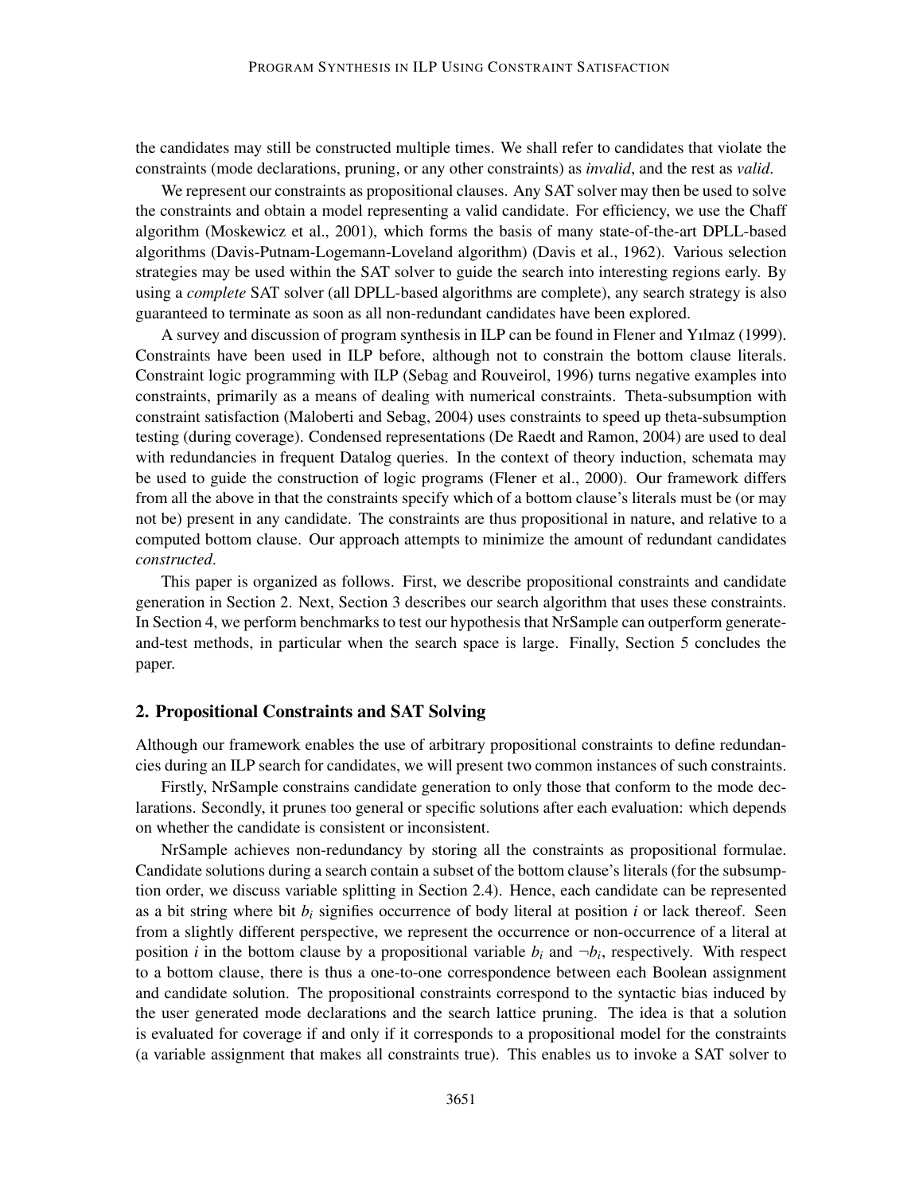the candidates may still be constructed multiple times. We shall refer to candidates that violate the constraints (mode declarations, pruning, or any other constraints) as *invalid*, and the rest as *valid*.

We represent our constraints as propositional clauses. Any SAT solver may then be used to solve the constraints and obtain a model representing a valid candidate. For efficiency, we use the Chaff algorithm (Moskewicz et al., 2001), which forms the basis of many state-of-the-art DPLL-based algorithms (Davis-Putnam-Logemann-Loveland algorithm) (Davis et al., 1962). Various selection strategies may be used within the SAT solver to guide the search into interesting regions early. By using a *complete* SAT solver (all DPLL-based algorithms are complete), any search strategy is also guaranteed to terminate as soon as all non-redundant candidates have been explored.

A survey and discussion of program synthesis in ILP can be found in Flener and Yılmaz (1999). Constraints have been used in ILP before, although not to constrain the bottom clause literals. Constraint logic programming with ILP (Sebag and Rouveirol, 1996) turns negative examples into constraints, primarily as a means of dealing with numerical constraints. Theta-subsumption with constraint satisfaction (Maloberti and Sebag, 2004) uses constraints to speed up theta-subsumption testing (during coverage). Condensed representations (De Raedt and Ramon, 2004) are used to deal with redundancies in frequent Datalog queries. In the context of theory induction, schemata may be used to guide the construction of logic programs (Flener et al., 2000). Our framework differs from all the above in that the constraints specify which of a bottom clause's literals must be (or may not be) present in any candidate. The constraints are thus propositional in nature, and relative to a computed bottom clause. Our approach attempts to minimize the amount of redundant candidates *constructed*.

This paper is organized as follows. First, we describe propositional constraints and candidate generation in Section 2. Next, Section 3 describes our search algorithm that uses these constraints. In Section 4, we perform benchmarks to test our hypothesis that NrSample can outperform generate-and-test methods, in particular when the search space is large. Finally, Section 5 concludes the paper.

## 2. Propositional Constraints and SAT Solving

Although our framework enables the use of arbitrary propositional constraints to define redundancies during an ILP search for candidates, we will present two common instances of such constraints.

Firstly, NrSample constrains candidate generation to only those that conform to the mode declarations. Secondly, it prunes too general or specific solutions after each evaluation: which depends on whether the candidate is consistent or inconsistent.

NrSample achieves non-redundancy by storing all the constraints as propositional formulae. Candidate solutions during a search contain a subset of the bottom clause's literals (for the subsumption order, we discuss variable splitting in Section 2.4). Hence, each candidate can be represented as a bit string where bit $b_i$ signifies occurrence of body literal at position $i$ or lack thereof. Seen from a slightly different perspective, we represent the occurrence or non-occurrence of a literal at position $i$ in the bottom clause by a propositional variable $b_i$ and $\neg b_i$, respectively. With respect to a bottom clause, there is thus a one-to-one correspondence between each Boolean assignment and candidate solution. The propositional constraints correspond to the syntactic bias induced by the user generated mode declarations and the search lattice pruning. The idea is that a solution is evaluated for coverage if and only if it corresponds to a propositional model for the constraints (a variable assignment that makes all constraints true). This enables us to invoke a SAT solver to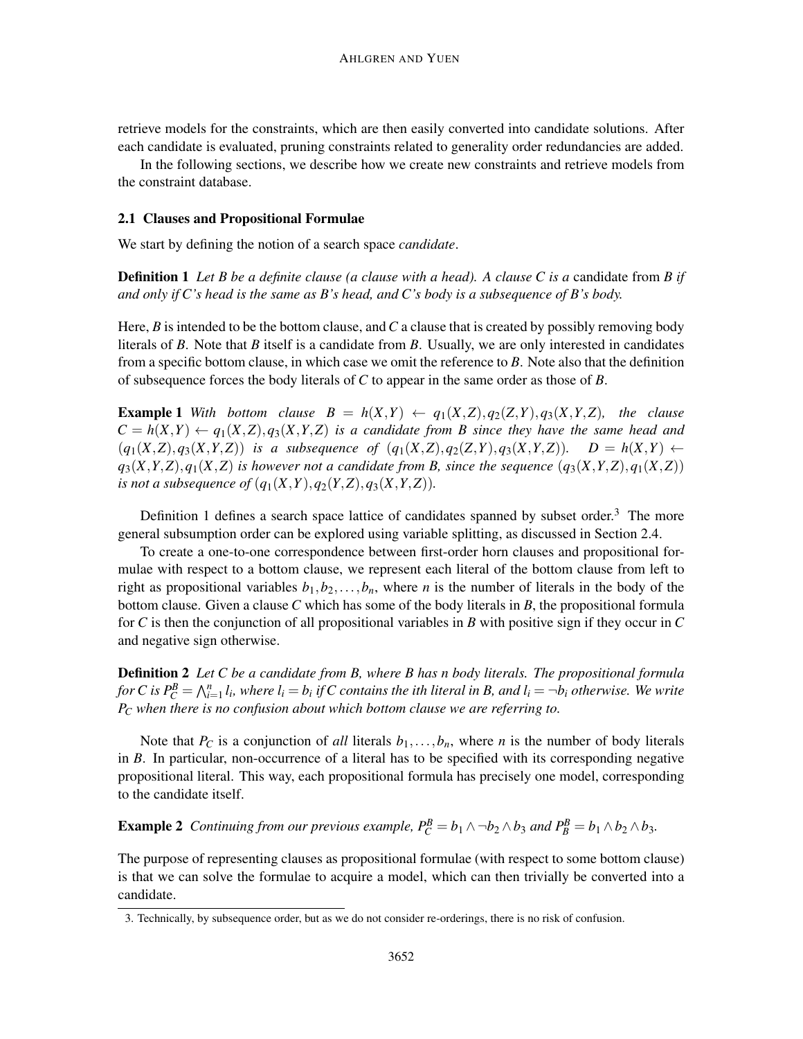retrieve models for the constraints, which are then easily converted into candidate solutions. After each candidate is evaluated, pruning constraints related to generality order redundancies are added.

In the following sections, we describe how we create new constraints and retrieve models from the constraint database.

### 2.1 Clauses and Propositional Formulae

We start by defining the notion of a search space *candidate*.

**Definition 1** *Let $B$ be a definite clause (a clause with a head). A clause $C$ is a* candidate *from $B$ if and only if $C$'s head is the same as $B$'s head, and $C$'s body is a subsequence of $B$'s body.*

Here, $B$ is intended to be the bottom clause, and $C$ a clause that is created by possibly removing body literals of $B$. Note that $B$ itself is a candidate from $B$. Usually, we are only interested in candidates from a specific bottom clause, in which case we omit the reference to $B$. Note also that the definition of subsequence forces the body literals of $C$ to appear in the same order as those of $B$.

**Example 1** *With bottom clause $B = h(X,Y) \leftarrow q_1(X,Z), q_2(Z,Y), q_3(X,Y,Z)$, the clause $C = h(X,Y) \leftarrow q_1(X,Z), q_3(X,Y,Z)$ is a candidate from $B$ since they have the same head and $(q_1(X,Z), q_3(X,Y,Z))$ is a subsequence of $(q_1(X,Z), q_2(Z,Y), q_3(X,Y,Z))$. $D = h(X,Y) \leftarrow q_3(X,Y,Z), q_1(X,Z)$ is however not a candidate from B, since the sequence $(q_3(X,Y,Z), q_1(X,Z))$ is not a subsequence of $(q_1(X,Y), q_2(Y,Z), q_3(X,Y,Z))$.*

Definition 1 defines a search space lattice of candidates spanned by subset order.[3] The more general subsumption order can be explored using variable splitting, as discussed in Section 2.4.

To create a one-to-one correspondence between first-order horn clauses and propositional formulae with respect to a bottom clause, we represent each literal of the bottom clause from left to right as propositional variables $b_1, b_2, \ldots, b_n$, where $n$ is the number of literals in the body of the bottom clause. Given a clause $C$ which has some of the body literals in $B$, the propositional formula for $C$ is then the conjunction of all propositional variables in $B$ with positive sign if they occur in $C$ and negative sign otherwise.

**Definition 2** *Let $C$ be a candidate from $B$, where $B$ has $n$ body literals. The propositional formula for $C$ is $P_C^B = \bigwedge_{i=1}^{n} l_i$, where $l_i = b_i$ if $C$ contains the ith literal in $B$, and $l_i = \neg b_i$ otherwise. We write $P_C$ when there is no confusion about which bottom clause we are referring to.*

Note that $P_C$ is a conjunction of *all* literals $b_1, \ldots, b_n$, where $n$ is the number of body literals in $B$. In particular, non-occurrence of a literal has to be specified with its corresponding negative propositional literal. This way, each propositional formula has precisely one model, corresponding to the candidate itself.

**Example 2** *Continuing from our previous example, $P_C^B = b_1 \wedge \neg b_2 \wedge b_3$ and $P_B^B = b_1 \wedge b_2 \wedge b_3$.*

The purpose of representing clauses as propositional formulae (with respect to some bottom clause) is that we can solve the formulae to acquire a model, which can then trivially be converted into a candidate.

3. Technically, by subsequence order, but as we do not consider re-orderings, there is no risk of confusion.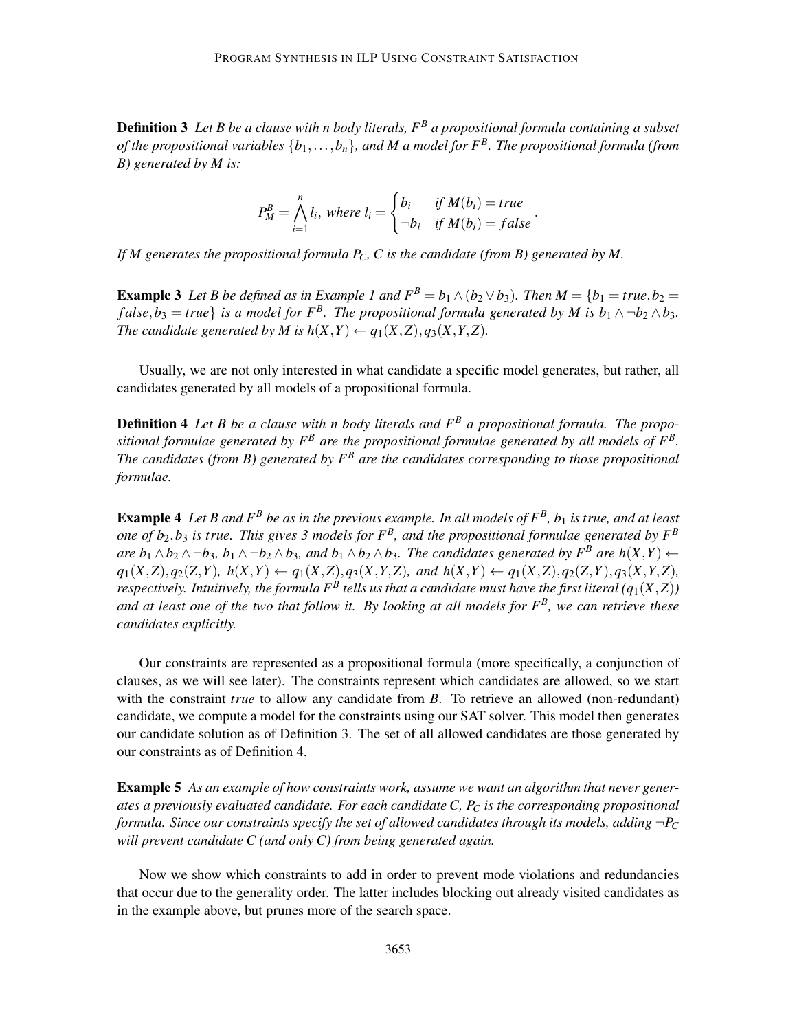**Definition 3** *Let B be a clause with n body literals, $F^B$ a propositional formula containing a subset of the propositional variables $\{b_1, \ldots, b_n\}$, and M a model for $F^B$. The propositional formula (from B) generated by M is:*

$$P^B_M = \bigwedge_{i=1}^{n} l_i, \text{ where } l_i = \begin{cases} b_i & \text{if } M(b_i) = true \\ \neg b_i & \text{if } M(b_i) = false \end{cases}.$$

*If M generates the propositional formula $P_C$, C is the candidate (from B) generated by M.*

**Example 3** *Let B be defined as in Example 1 and $F^B = b_1 \wedge (b_2 \vee b_3)$. Then $M = \{b_1 = true, b_2 = false, b_3 = true\}$ is a model for $F^B$. The propositional formula generated by M is $b_1 \wedge \neg b_2 \wedge b_3$. The candidate generated by M is $h(X,Y) \leftarrow q_1(X,Z), q_3(X,Y,Z)$.*

Usually, we are not only interested in what candidate a specific model generates, but rather, all candidates generated by all models of a propositional formula.

**Definition 4** *Let B be a clause with n body literals and $F^B$ a propositional formula. The propositional formulae generated by $F^B$ are the propositional formulae generated by all models of $F^B$. The candidates (from B) generated by $F^B$ are the candidates corresponding to those propositional formulae.*

**Example 4** *Let B and $F^B$ be as in the previous example. In all models of $F^B$, $b_1$ is true, and at least one of $b_2, b_3$ is true. This gives 3 models for $F^B$, and the propositional formulae generated by $F^B$ are $b_1 \wedge b_2 \wedge \neg b_3$, $b_1 \wedge \neg b_2 \wedge b_3$, and $b_1 \wedge b_2 \wedge b_3$. The candidates generated by $F^B$ are $h(X,Y) \leftarrow q_1(X,Z), q_2(Z,Y)$, $h(X,Y) \leftarrow q_1(X,Z), q_3(X,Y,Z)$, and $h(X,Y) \leftarrow q_1(X,Z), q_2(Z,Y), q_3(X,Y,Z)$, respectively. Intuitively, the formula $F^B$ tells us that a candidate must have the first literal ($q_1(X,Z)$) and at least one of the two that follow it. By looking at all models for $F^B$, we can retrieve these candidates explicitly.*

Our constraints are represented as a propositional formula (more specifically, a conjunction of clauses, as we will see later). The constraints represent which candidates are allowed, so we start with the constraint *true* to allow any candidate from *B*. To retrieve an allowed (non-redundant) candidate, we compute a model for the constraints using our SAT solver. This model then generates our candidate solution as of Definition 3. The set of all allowed candidates are those generated by our constraints as of Definition 4.

**Example 5** *As an example of how constraints work, assume we want an algorithm that never generates a previously evaluated candidate. For each candidate C, $P_C$ is the corresponding propositional formula. Since our constraints specify the set of allowed candidates through its models, adding $\neg P_C$ will prevent candidate C (and only C) from being generated again.*

Now we show which constraints to add in order to prevent mode violations and redundancies that occur due to the generality order. The latter includes blocking out already visited candidates as in the example above, but prunes more of the search space.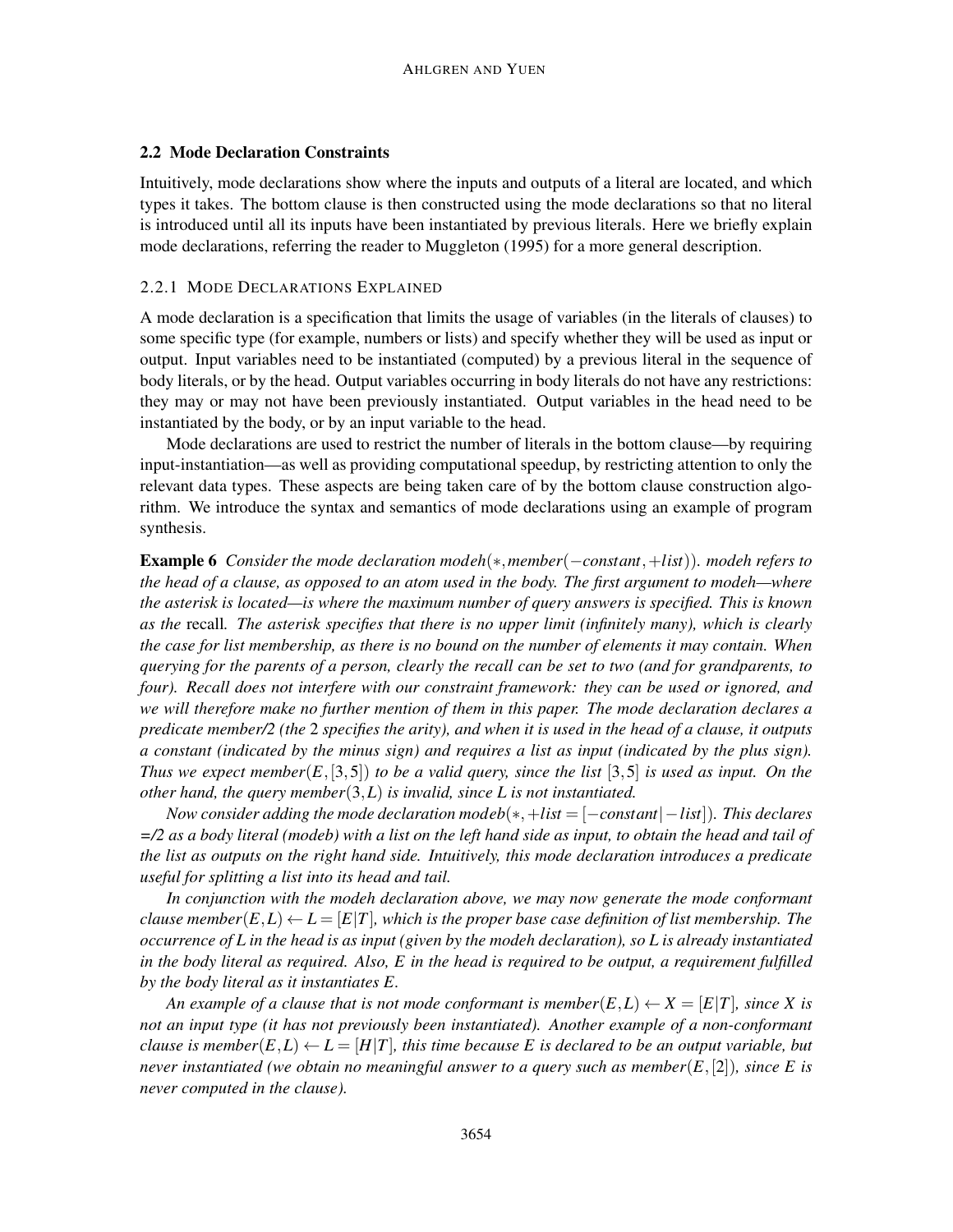### 2.2 Mode Declaration Constraints

Intuitively, mode declarations show where the inputs and outputs of a literal are located, and which types it takes. The bottom clause is then constructed using the mode declarations so that no literal is introduced until all its inputs have been instantiated by previous literals. Here we briefly explain mode declarations, referring the reader to Muggleton (1995) for a more general description.

#### 2.2.1 Mode Declarations Explained

A mode declaration is a specification that limits the usage of variables (in the literals of clauses) to some specific type (for example, numbers or lists) and specify whether they will be used as input or output. Input variables need to be instantiated (computed) by a previous literal in the sequence of body literals, or by the head. Output variables occurring in body literals do not have any restrictions: they may or may not have been previously instantiated. Output variables in the head need to be instantiated by the body, or by an input variable to the head.

Mode declarations are used to restrict the number of literals in the bottom clause—by requiring input-instantiation—as well as providing computational speedup, by restricting attention to only the relevant data types. These aspects are being taken care of by the bottom clause construction algorithm. We introduce the syntax and semantics of mode declarations using an example of program synthesis.

**Example 6** *Consider the mode declaration* $modeh(*, member(-constant, +list))$*. modeh refers to the head of a clause, as opposed to an atom used in the body. The first argument to modeh—where the asterisk is located—is where the maximum number of query answers is specified. This is known as the* recall*. The asterisk specifies that there is no upper limit (infinitely many), which is clearly the case for list membership, as there is no bound on the number of elements it may contain. When querying for the parents of a person, clearly the recall can be set to two (and for grandparents, to four). Recall does not interfere with our constraint framework: they can be used or ignored, and we will therefore make no further mention of them in this paper. The mode declaration declares a predicate member/2 (the 2 specifies the arity), and when it is used in the head of a clause, it outputs a constant (indicated by the minus sign) and requires a list as input (indicated by the plus sign). Thus we expect* $member(E, [3,5])$ *to be a valid query, since the list* $[3,5]$ *is used as input. On the other hand, the query* $member(3, L)$ *is invalid, since L is not instantiated.*

*Now consider adding the mode declaration* $modeb(*, +list = [-constant|-list])$*. This declares =/2 as a body literal (modeb) with a list on the left hand side as input, to obtain the head and tail of the list as outputs on the right hand side. Intuitively, this mode declaration introduces a predicate useful for splitting a list into its head and tail.*

*In conjunction with the modeh declaration above, we may now generate the mode conformant clause* $member(E, L) \leftarrow L = [E|T]$*, which is the proper base case definition of list membership. The occurrence of L in the head is as input (given by the modeh declaration), so L is already instantiated in the body literal as required. Also, E in the head is required to be output, a requirement fulfilled by the body literal as it instantiates E.*

*An example of a clause that is not mode conformant is* $member(E, L) \leftarrow X = [E|T]$*, since X is not an input type (it has not previously been instantiated). Another example of a non-conformant clause is* $member(E, L) \leftarrow L = [H|T]$*, this time because E is declared to be an output variable, but never instantiated (we obtain no meaningful answer to a query such as* $member(E, [2])$*, since E is never computed in the clause).*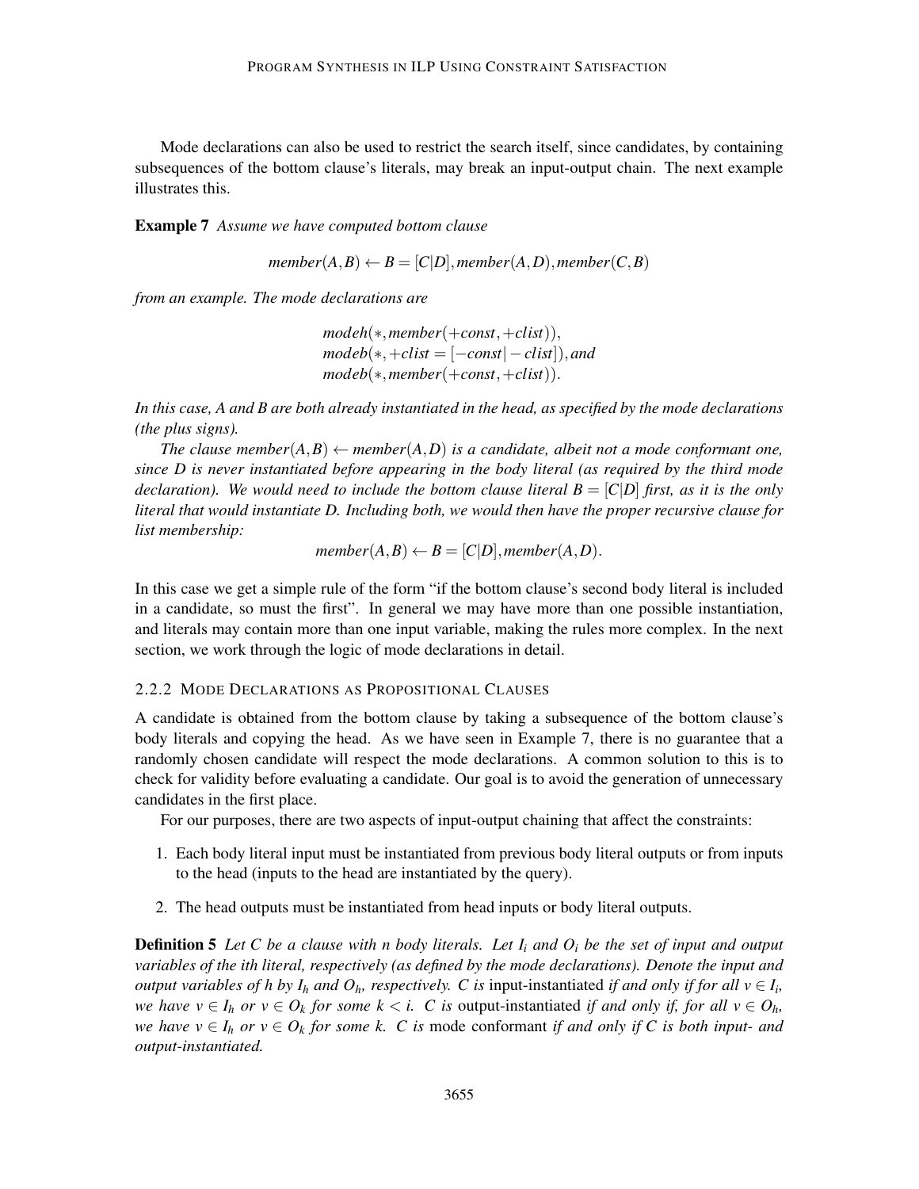Mode declarations can also be used to restrict the search itself, since candidates, by containing subsequences of the bottom clause's literals, may break an input-output chain. The next example illustrates this.

**Example 7** *Assume we have computed bottom clause*

$$member(A,B) \leftarrow B = [C|D], member(A,D), member(C,B)$$

*from an example. The mode declarations are*

$$modeh(*, member(+const, +clist)),$$
$$modeb(*, +clist = [-const|-clist]), and$$
$$modeb(*, member(+const, +clist)).$$

*In this case, A and B are both already instantiated in the head, as specified by the mode declarations (the plus signs).*

*The clause $member(A,B) \leftarrow member(A,D)$ is a candidate, albeit not a mode conformant one, since D is never instantiated before appearing in the body literal (as required by the third mode declaration). We would need to include the bottom clause literal $B = [C|D]$ first, as it is the only literal that would instantiate D. Including both, we would then have the proper recursive clause for list membership:*

$$member(A,B) \leftarrow B = [C|D], member(A,D).$$

In this case we get a simple rule of the form "if the bottom clause's second body literal is included in a candidate, so must the first". In general we may have more than one possible instantiation, and literals may contain more than one input variable, making the rules more complex. In the next section, we work through the logic of mode declarations in detail.

### 2.2.2 Mode Declarations as Propositional Clauses

A candidate is obtained from the bottom clause by taking a subsequence of the bottom clause's body literals and copying the head. As we have seen in Example 7, there is no guarantee that a randomly chosen candidate will respect the mode declarations. A common solution to this is to check for validity before evaluating a candidate. Our goal is to avoid the generation of unnecessary candidates in the first place.

For our purposes, there are two aspects of input-output chaining that affect the constraints:

1. Each body literal input must be instantiated from previous body literal outputs or from inputs to the head (inputs to the head are instantiated by the query).
2. The head outputs must be instantiated from head inputs or body literal outputs.

**Definition 5** *Let C be a clause with n body literals. Let $I_i$ and $O_i$ be the set of input and output variables of the ith literal, respectively (as defined by the mode declarations). Denote the input and output variables of h by $I_h$ and $O_h$, respectively. C is* input-instantiated *if and only if for all $v \in I_i$, we have $v \in I_h$ or $v \in O_k$ for some $k < i$. C is* output-instantiated *if and only if, for all $v \in O_h$, we have $v \in I_h$ or $v \in O_k$ for some k. C is* mode conformant *if and only if C is both input- and output-instantiated.*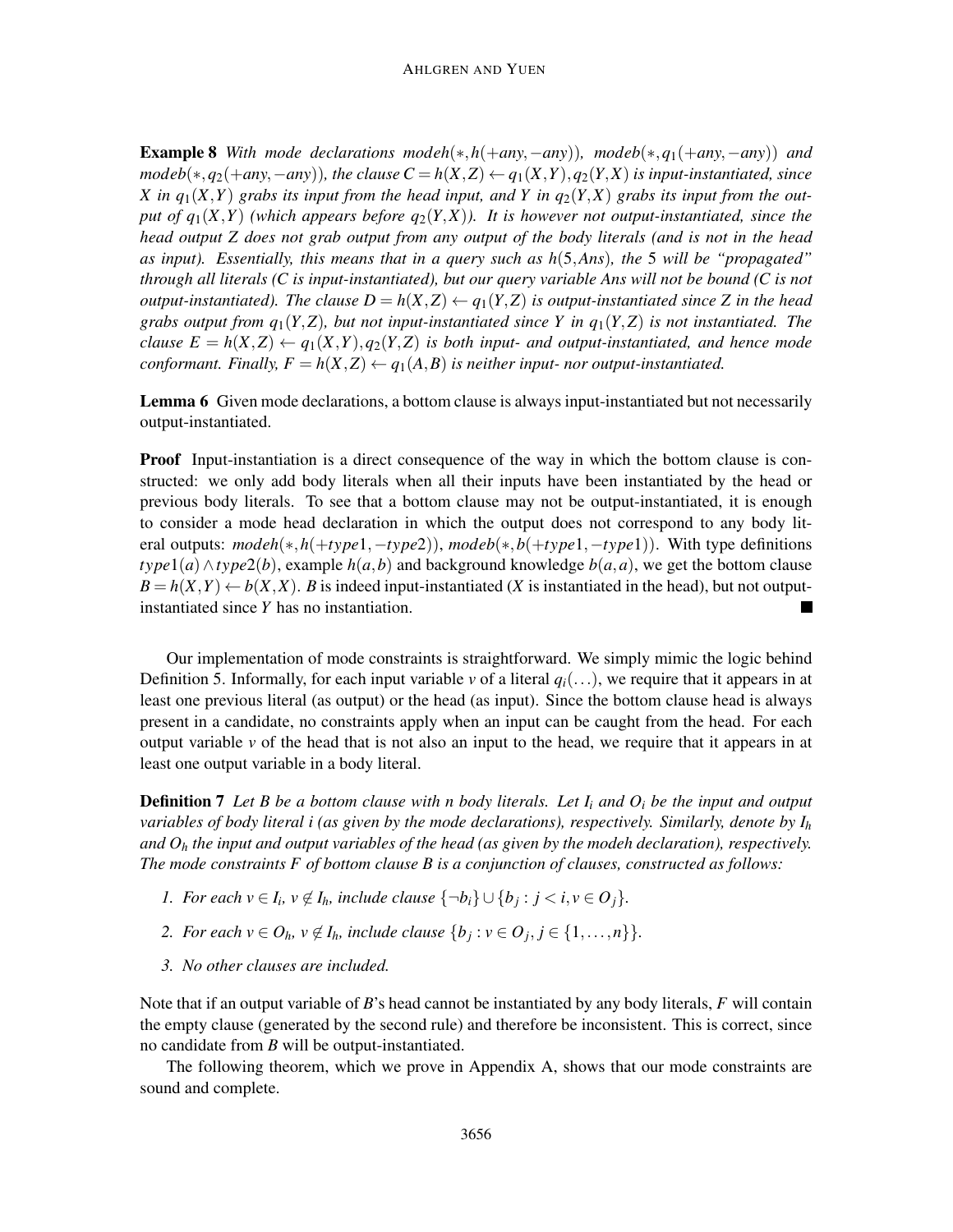**Example 8** *With mode declarations* $modeh(*,h(+any,-any))$*,* $modeb(*,q_1(+any,-any))$ *and* $modeb(*,q_2(+any,-any))$*, the clause* $C = h(X,Z) \leftarrow q_1(X,Y), q_2(Y,X)$ *is input-instantiated, since* $X$ *in* $q_1(X,Y)$ *grabs its input from the head input, and* $Y$ *in* $q_2(Y,X)$ *grabs its input from the output of* $q_1(X,Y)$ *(which appears before* $q_2(Y,X)$*). It is however not output-instantiated, since the head output* $Z$ *does not grab output from any output of the body literals (and is not in the head as input). Essentially, this means that in a query such as* $h(5,Ans)$*, the 5 will be "propagated" through all literals (C is input-instantiated), but our query variable* $Ans$ *will not be bound (C is not output-instantiated). The clause* $D = h(X,Z) \leftarrow q_1(Y,Z)$ *is output-instantiated since* $Z$ *in the head grabs output from* $q_1(Y,Z)$*, but not input-instantiated since* $Y$ *in* $q_1(Y,Z)$ *is not instantiated. The clause* $E = h(X,Z) \leftarrow q_1(X,Y), q_2(Y,Z)$ *is both input- and output-instantiated, and hence mode conformant. Finally,* $F = h(X,Z) \leftarrow q_1(A,B)$ *is neither input- nor output-instantiated.*

**Lemma 6** Given mode declarations, a bottom clause is always input-instantiated but not necessarily output-instantiated.

**Proof** Input-instantiation is a direct consequence of the way in which the bottom clause is constructed: we only add body literals when all their inputs have been instantiated by the head or previous body literals. To see that a bottom clause may not be output-instantiated, it is enough to consider a mode head declaration in which the output does not correspond to any body literal outputs: $modeh(*,h(+type1,-type2))$, $modeb(*,b(+type1,-type1))$. With type definitions $type1(a) \wedge type2(b)$, example $h(a,b)$ and background knowledge $b(a,a)$, we get the bottom clause $B = h(X,Y) \leftarrow b(X,X)$. $B$ is indeed input-instantiated ($X$ is instantiated in the head), but not output-instantiated since $Y$ has no instantiation. ∎

Our implementation of mode constraints is straightforward. We simply mimic the logic behind Definition 5. Informally, for each input variable $v$ of a literal $q_i(\ldots)$, we require that it appears in at least one previous literal (as output) or the head (as input). Since the bottom clause head is always present in a candidate, no constraints apply when an input can be caught from the head. For each output variable $v$ of the head that is not also an input to the head, we require that it appears in at least one output variable in a body literal.

**Definition 7** *Let* $B$ *be a bottom clause with* $n$ *body literals. Let* $I_i$ *and* $O_i$ *be the input and output variables of body literal* $i$ *(as given by the mode declarations), respectively. Similarly, denote by* $I_h$ *and* $O_h$ *the input and output variables of the head (as given by the modeh declaration), respectively. The mode constraints* $F$ *of bottom clause* $B$ *is a conjunction of clauses, constructed as follows:*

1. *For each* $v \in I_i$*,* $v \notin I_h$*, include clause* $\{\neg b_i\} \cup \{b_j : j < i, v \in O_j\}$*.*
2. *For each* $v \in O_h$*,* $v \notin I_h$*, include clause* $\{b_j : v \in O_j, j \in \{1,\ldots,n\}\}$*.*
3. *No other clauses are included.*

Note that if an output variable of $B$'s head cannot be instantiated by any body literals, $F$ will contain the empty clause (generated by the second rule) and therefore be inconsistent. This is correct, since no candidate from $B$ will be output-instantiated.

The following theorem, which we prove in Appendix A, shows that our mode constraints are sound and complete.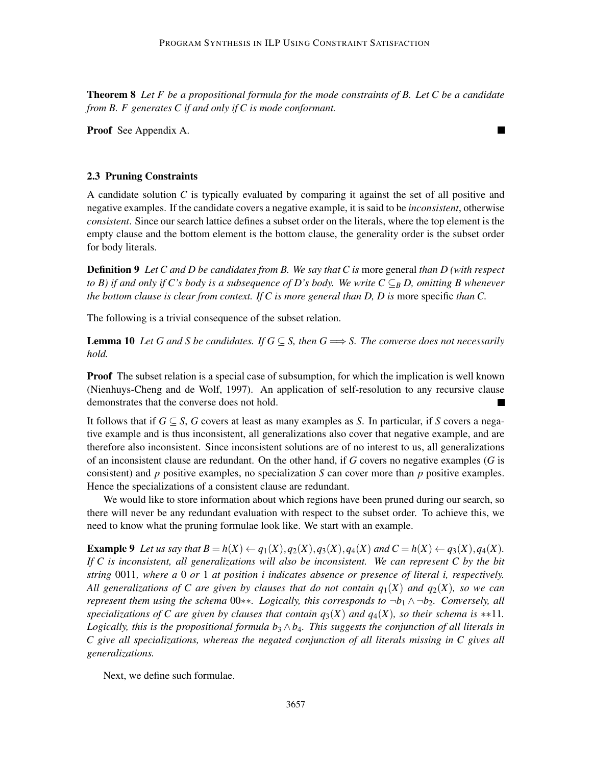**Theorem 8** *Let $F$ be a propositional formula for the mode constraints of $B$. Let $C$ be a candidate from $B$. $F$ generates $C$ if and only if $C$ is mode conformant.*

**Proof** See Appendix A. ∎

### 2.3 Pruning Constraints

A candidate solution $C$ is typically evaluated by comparing it against the set of all positive and negative examples. If the candidate covers a negative example, it is said to be *inconsistent*, otherwise *consistent*. Since our search lattice defines a subset order on the literals, where the top element is the empty clause and the bottom element is the bottom clause, the generality order is the subset order for body literals.

**Definition 9** *Let $C$ and $D$ be candidates from $B$. We say that $C$ is* more general *than $D$ (with respect to $B$) if and only if $C$'s body is a subsequence of $D$'s body. We write $C \subseteq_B D$, omitting $B$ whenever the bottom clause is clear from context. If $C$ is more general than $D$, $D$ is* more specific *than $C$.*

The following is a trivial consequence of the subset relation.

**Lemma 10** *Let $G$ and $S$ be candidates. If $G \subseteq S$, then $G \Longrightarrow S$. The converse does not necessarily hold.*

**Proof** The subset relation is a special case of subsumption, for which the implication is well known (Nienhuys-Cheng and de Wolf, 1997). An application of self-resolution to any recursive clause demonstrates that the converse does not hold. ∎

It follows that if $G \subseteq S$, $G$ covers at least as many examples as $S$. In particular, if $S$ covers a negative example and is thus inconsistent, all generalizations also cover that negative example, and are therefore also inconsistent. Since inconsistent solutions are of no interest to us, all generalizations of an inconsistent clause are redundant. On the other hand, if $G$ covers no negative examples ($G$ is consistent) and $p$ positive examples, no specialization $S$ can cover more than $p$ positive examples. Hence the specializations of a consistent clause are redundant.

We would like to store information about which regions have been pruned during our search, so there will never be any redundant evaluation with respect to the subset order. To achieve this, we need to know what the pruning formulae look like. We start with an example.

**Example 9** *Let us say that $B = h(X) \leftarrow q_1(X), q_2(X), q_3(X), q_4(X)$ and $C = h(X) \leftarrow q_3(X), q_4(X)$. If $C$ is inconsistent, all generalizations will also be inconsistent. We can represent $C$ by the bit string 0011, where a 0 or 1 at position $i$ indicates absence or presence of literal $i$, respectively. All generalizations of $C$ are given by clauses that do not contain $q_1(X)$ and $q_2(X)$, so we can represent them using the schema 00∗∗. Logically, this corresponds to $\neg b_1 \wedge \neg b_2$. Conversely, all specializations of $C$ are given by clauses that contain $q_3(X)$ and $q_4(X)$, so their schema is ∗∗11. Logically, this is the propositional formula $b_3 \wedge b_4$. This suggests the conjunction of all literals in $C$ give all specializations, whereas the negated conjunction of all literals missing in $C$ gives all generalizations.*

Next, we define such formulae.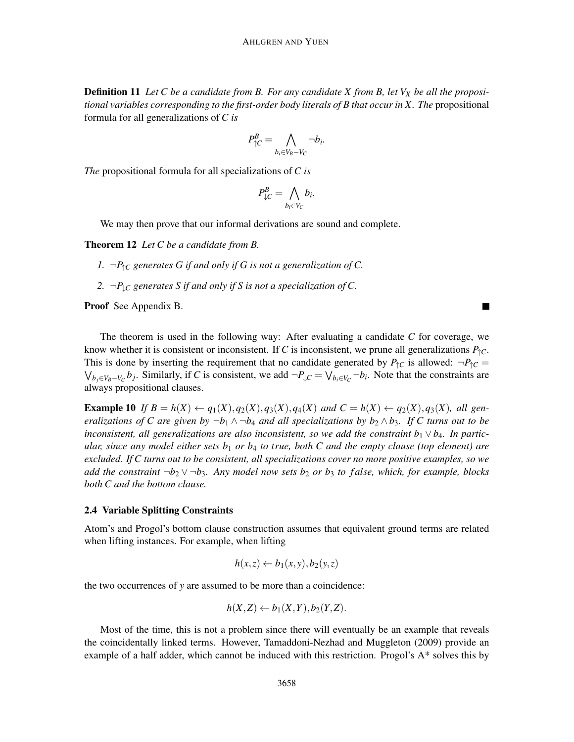**Definition 11** *Let $C$ be a candidate from $B$. For any candidate $X$ from $B$, let $V_X$ be all the propositional variables corresponding to the first-order body literals of $B$ that occur in $X$. The* propositional formula for all generalizations of $C$ *is*

$$P^B_{\uparrow C} = \bigwedge_{b_i \in V_B - V_C} \neg b_i.$$

*The* propositional formula for all specializations of $C$ *is*

$$P^B_{\downarrow C} = \bigwedge_{b_i \in V_C} b_i.$$

We may then prove that our informal derivations are sound and complete.

**Theorem 12** *Let $C$ be a candidate from $B$.*

1. *$\neg P_{\uparrow C}$ generates $G$ if and only if $G$ is not a generalization of $C$.*
2. *$\neg P_{\downarrow C}$ generates $S$ if and only if $S$ is not a specialization of $C$.*

**Proof** See Appendix B. ∎

The theorem is used in the following way: After evaluating a candidate $C$ for coverage, we know whether it is consistent or inconsistent. If $C$ is inconsistent, we prune all generalizations $P_{\uparrow C}$. This is done by inserting the requirement that no candidate generated by $P_{\uparrow C}$ is allowed: $\neg P_{\uparrow C} = \bigvee_{b_j \in V_B - V_C} b_j$. Similarly, if $C$ is consistent, we add $\neg P_{\downarrow C} = \bigvee_{b_i \in V_C} \neg b_i$. Note that the constraints are always propositional clauses.

**Example 10** *If $B = h(X) \leftarrow q_1(X), q_2(X), q_3(X), q_4(X)$ and $C = h(X) \leftarrow q_2(X), q_3(X)$, all generalizations of $C$ are given by $\neg b_1 \wedge \neg b_4$ and all specializations by $b_2 \wedge b_3$. If $C$ turns out to be inconsistent, all generalizations are also inconsistent, so we add the constraint $b_1 \vee b_4$. In particular, since any model either sets $b_1$ or $b_4$ to $true$, both $C$ and the empty clause (top element) are excluded. If $C$ turns out to be consistent, all specializations cover no more positive examples, so we add the constraint $\neg b_2 \vee \neg b_3$. Any model now sets $b_2$ or $b_3$ to $false$, which, for example, blocks both $C$ and the bottom clause.*

### 2.4 Variable Splitting Constraints

Atom's and Progol's bottom clause construction assumes that equivalent ground terms are related when lifting instances. For example, when lifting

$$h(x,z) \leftarrow b_1(x,y), b_2(y,z)$$

the two occurrences of $y$ are assumed to be more than a coincidence:

$$h(X,Z) \leftarrow b_1(X,Y), b_2(Y,Z).$$

Most of the time, this is not a problem since there will eventually be an example that reveals the coincidentally linked terms. However, Tamaddoni-Nezhad and Muggleton (2009) provide an example of a half adder, which cannot be induced with this restriction. Progol's A* solves this by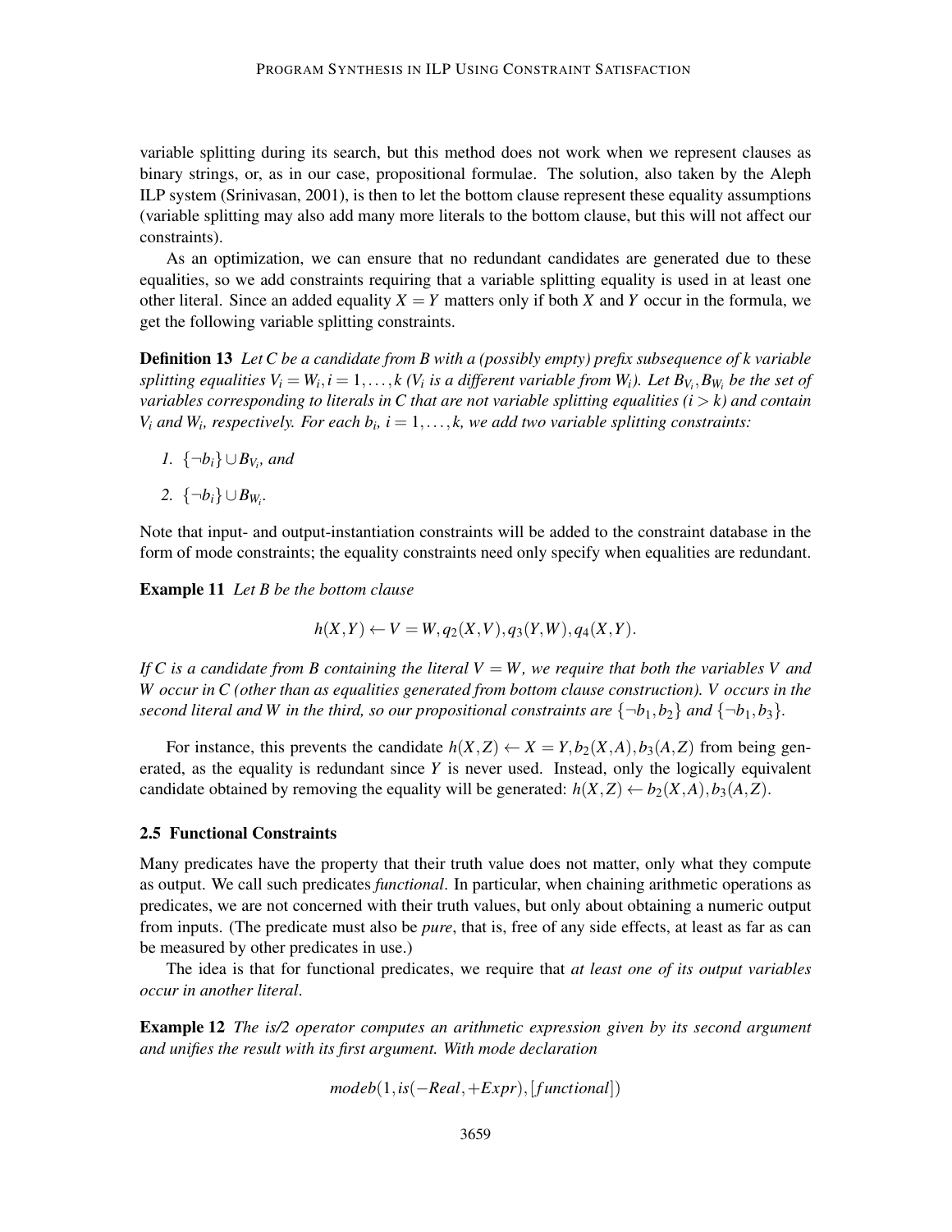variable splitting during its search, but this method does not work when we represent clauses as binary strings, or, as in our case, propositional formulae. The solution, also taken by the Aleph ILP system (Srinivasan, 2001), is then to let the bottom clause represent these equality assumptions (variable splitting may also add many more literals to the bottom clause, but this will not affect our constraints).

As an optimization, we can ensure that no redundant candidates are generated due to these equalities, so we add constraints requiring that a variable splitting equality is used in at least one other literal. Since an added equality $X = Y$ matters only if both $X$ and $Y$ occur in the formula, we get the following variable splitting constraints.

**Definition 13** *Let $C$ be a candidate from $B$ with a (possibly empty) prefix subsequence of $k$ variable splitting equalities $V_i = W_i, i = 1, \ldots, k$ ($V_i$ is a different variable from $W_i$). Let $B_{V_i}, B_{W_i}$ be the set of variables corresponding to literals in $C$ that are not variable splitting equalities ($i > k$) and contain $V_i$ and $W_i$, respectively. For each $b_i$, $i = 1, \ldots, k$, we add two variable splitting constraints:*

1. *$\{\neg b_i\} \cup B_{V_i}$, and*
2. *$\{\neg b_i\} \cup B_{W_i}$.*

Note that input- and output-instantiation constraints will be added to the constraint database in the form of mode constraints; the equality constraints need only specify when equalities are redundant.

**Example 11** *Let $B$ be the bottom clause*

$$h(X,Y) \leftarrow V = W, q_2(X,V), q_3(Y,W), q_4(X,Y).$$

*If $C$ is a candidate from $B$ containing the literal $V = W$, we require that both the variables $V$ and $W$ occur in $C$ (other than as equalities generated from bottom clause construction). $V$ occurs in the second literal and $W$ in the third, so our propositional constraints are $\{\neg b_1, b_2\}$ and $\{\neg b_1, b_3\}$.*

For instance, this prevents the candidate $h(X,Z) \leftarrow X = Y, b_2(X,A), b_3(A,Z)$ from being generated, as the equality is redundant since $Y$ is never used. Instead, only the logically equivalent candidate obtained by removing the equality will be generated: $h(X,Z) \leftarrow b_2(X,A), b_3(A,Z)$.

### 2.5 Functional Constraints

Many predicates have the property that their truth value does not matter, only what they compute as output. We call such predicates *functional*. In particular, when chaining arithmetic operations as predicates, we are not concerned with their truth values, but only about obtaining a numeric output from inputs. (The predicate must also be *pure*, that is, free of any side effects, at least as far as can be measured by other predicates in use.)

The idea is that for functional predicates, we require that *at least one of its output variables occur in another literal*.

**Example 12** *The is/2 operator computes an arithmetic expression given by its second argument and unifies the result with its first argument. With mode declaration*

$$modeb(1, is(-Real, +Expr), [functional])$$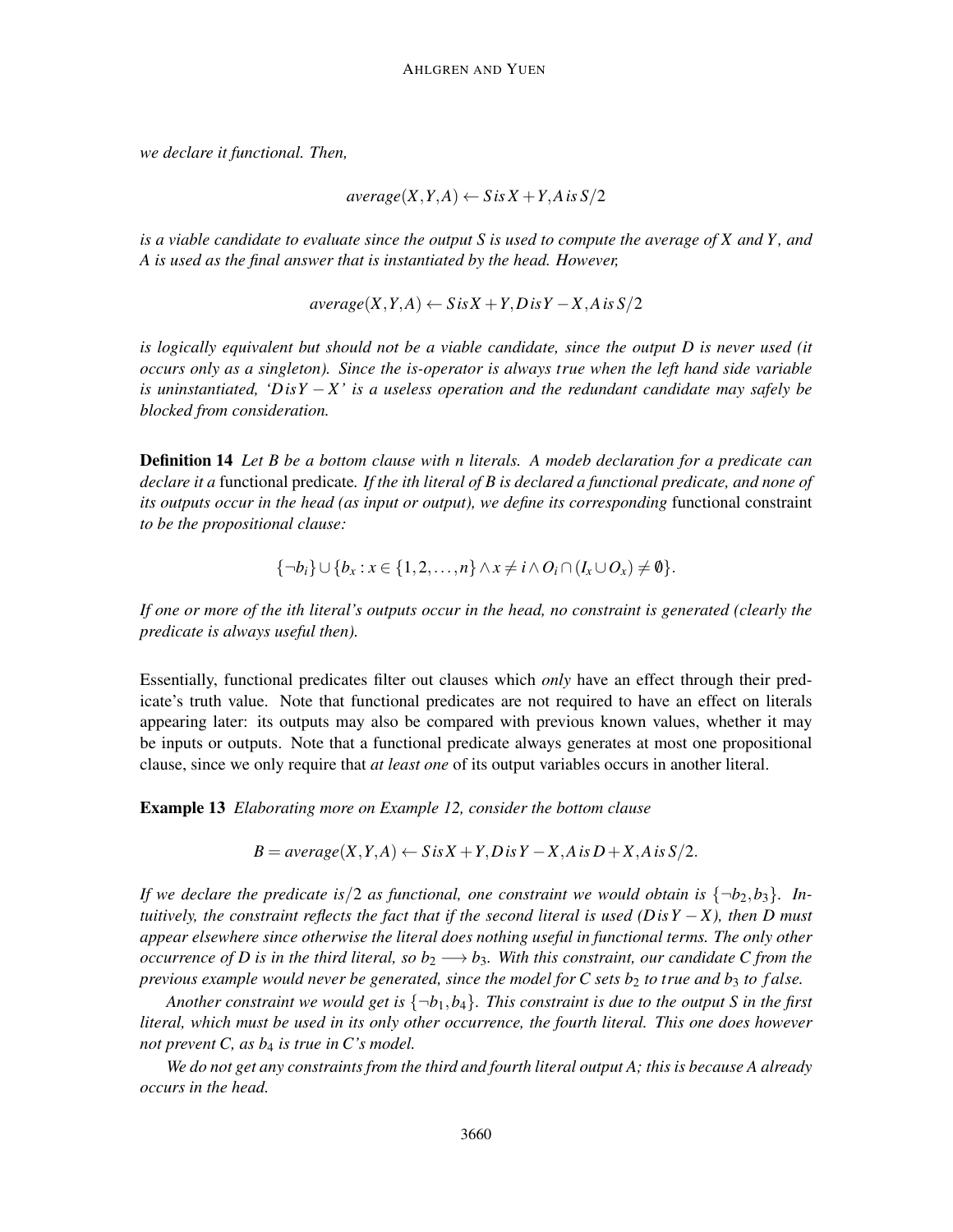*we declare it functional. Then,*

$$average(X,Y,A) \leftarrow S\,is\,X+Y, A\,is\,S/2$$

*is a viable candidate to evaluate since the output S is used to compute the average of X and Y, and A is used as the final answer that is instantiated by the head. However,*

$$average(X,Y,A) \leftarrow S\,is\,X+Y, D\,is\,Y-X, A\,is\,S/2$$

*is logically equivalent but should not be a viable candidate, since the output D is never used (it occurs only as a singleton). Since the is-operator is always true when the left hand side variable is uninstantiated, '$D\,is\,Y-X$' is a useless operation and the redundant candidate may safely be blocked from consideration.*

**Definition 14** *Let B be a bottom clause with n literals. A modeb declaration for a predicate can declare it a* functional predicate*. If the ith literal of B is declared a functional predicate, and none of its outputs occur in the head (as input or output), we define its corresponding* functional constraint *to be the propositional clause:*

$$\{\neg b_i\} \cup \{b_x : x \in \{1,2,\ldots,n\} \wedge x \neq i \wedge O_i \cap (I_x \cup O_x) \neq \emptyset\}.$$

*If one or more of the ith literal's outputs occur in the head, no constraint is generated (clearly the predicate is always useful then).*

Essentially, functional predicates filter out clauses which *only* have an effect through their predicate's truth value. Note that functional predicates are not required to have an effect on literals appearing later: its outputs may also be compared with previous known values, whether it may be inputs or outputs. Note that a functional predicate always generates at most one propositional clause, since we only require that *at least one* of its output variables occurs in another literal.

**Example 13** *Elaborating more on Example 12, consider the bottom clause*

$$B = average(X,Y,A) \leftarrow S\,is\,X+Y, D\,is\,Y-X, A\,is\,D+X, A\,is\,S/2.$$

*If we declare the predicate is/2 as functional, one constraint we would obtain is $\{\neg b_2, b_3\}$. Intuitively, the constraint reflects the fact that if the second literal is used ($D\,is\,Y-X$), then D must appear elsewhere since otherwise the literal does nothing useful in functional terms. The only other occurrence of D is in the third literal, so $b_2 \longrightarrow b_3$. With this constraint, our candidate C from the previous example would never be generated, since the model for C sets $b_2$ to true and $b_3$ to false.*

*Another constraint we would get is $\{\neg b_1, b_4\}$. This constraint is due to the output S in the first literal, which must be used in its only other occurrence, the fourth literal. This one does however not prevent C, as $b_4$ is true in C's model.*

*We do not get any constraints from the third and fourth literal output A; this is because A already occurs in the head.*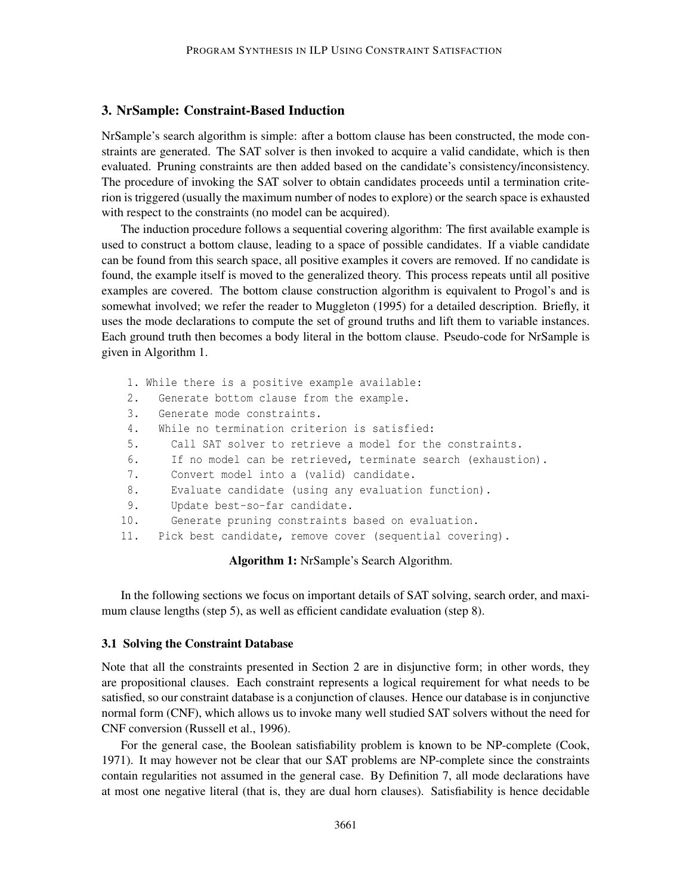## 3. NrSample: Constraint-Based Induction

NrSample's search algorithm is simple: after a bottom clause has been constructed, the mode constraints are generated. The SAT solver is then invoked to acquire a valid candidate, which is then evaluated. Pruning constraints are then added based on the candidate's consistency/inconsistency. The procedure of invoking the SAT solver to obtain candidates proceeds until a termination criterion is triggered (usually the maximum number of nodes to explore) or the search space is exhausted with respect to the constraints (no model can be acquired).

The induction procedure follows a sequential covering algorithm: The first available example is used to construct a bottom clause, leading to a space of possible candidates. If a viable candidate can be found from this search space, all positive examples it covers are removed. If no candidate is found, the example itself is moved to the generalized theory. This process repeats until all positive examples are covered. The bottom clause construction algorithm is equivalent to Progol's and is somewhat involved; we refer the reader to Muggleton (1995) for a detailed description. Briefly, it uses the mode declarations to compute the set of ground truths and lift them to variable instances. Each ground truth then becomes a body literal in the bottom clause. Pseudo-code for NrSample is given in Algorithm 1.

```
 1. While there is a positive example available:
 2.   Generate bottom clause from the example.
 3.   Generate mode constraints.
 4.   While no termination criterion is satisfied:
 5.     Call SAT solver to retrieve a model for the constraints.
 6.     If no model can be retrieved, terminate search (exhaustion).
 7.     Convert model into a (valid) candidate.
 8.     Evaluate candidate (using any evaluation function).
 9.     Update best-so-far candidate.
10.     Generate pruning constraints based on evaluation.
11.   Pick best candidate, remove cover (sequential covering).
```

**Algorithm 1:** NrSample's Search Algorithm.

In the following sections we focus on important details of SAT solving, search order, and maximum clause lengths (step 5), as well as efficient candidate evaluation (step 8).

### 3.1 Solving the Constraint Database

Note that all the constraints presented in Section 2 are in disjunctive form; in other words, they are propositional clauses. Each constraint represents a logical requirement for what needs to be satisfied, so our constraint database is a conjunction of clauses. Hence our database is in conjunctive normal form (CNF), which allows us to invoke many well studied SAT solvers without the need for CNF conversion (Russell et al., 1996).

For the general case, the Boolean satisfiability problem is known to be NP-complete (Cook, 1971). It may however not be clear that our SAT problems are NP-complete since the constraints contain regularities not assumed in the general case. By Definition 7, all mode declarations have at most one negative literal (that is, they are dual horn clauses). Satisfiability is hence decidable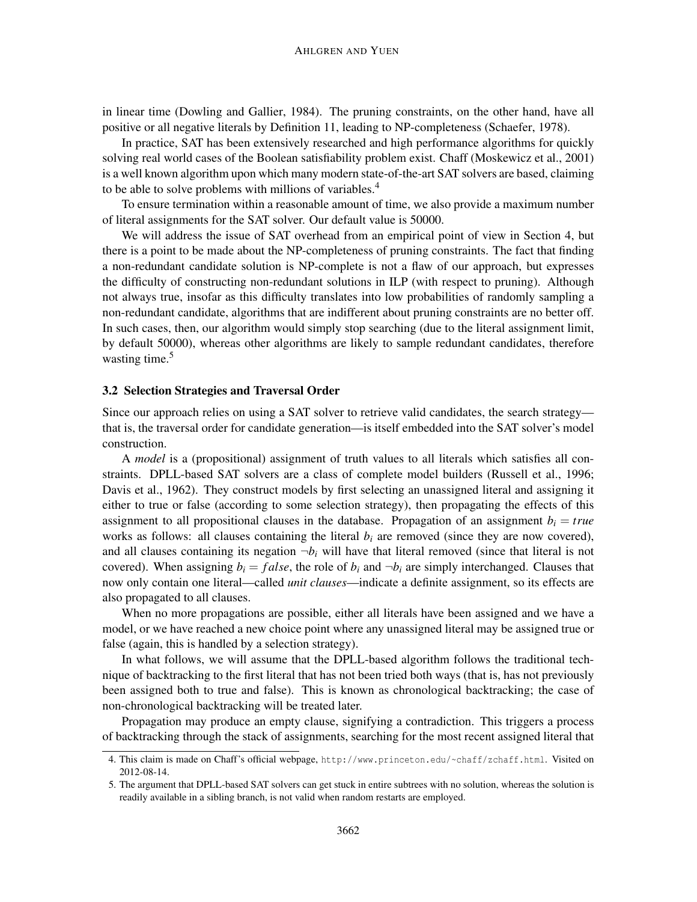in linear time (Dowling and Gallier, 1984). The pruning constraints, on the other hand, have all positive or all negative literals by Definition 11, leading to NP-completeness (Schaefer, 1978).

In practice, SAT has been extensively researched and high performance algorithms for quickly solving real world cases of the Boolean satisfiability problem exist. Chaff (Moskewicz et al., 2001) is a well known algorithm upon which many modern state-of-the-art SAT solvers are based, claiming to be able to solve problems with millions of variables.[4]

To ensure termination within a reasonable amount of time, we also provide a maximum number of literal assignments for the SAT solver. Our default value is 50000.

We will address the issue of SAT overhead from an empirical point of view in Section 4, but there is a point to be made about the NP-completeness of pruning constraints. The fact that finding a non-redundant candidate solution is NP-complete is not a flaw of our approach, but expresses the difficulty of constructing non-redundant solutions in ILP (with respect to pruning). Although not always true, insofar as this difficulty translates into low probabilities of randomly sampling a non-redundant candidate, algorithms that are indifferent about pruning constraints are no better off. In such cases, then, our algorithm would simply stop searching (due to the literal assignment limit, by default 50000), whereas other algorithms are likely to sample redundant candidates, therefore wasting time.[5]

### 3.2 Selection Strategies and Traversal Order

Since our approach relies on using a SAT solver to retrieve valid candidates, the search strategy—that is, the traversal order for candidate generation—is itself embedded into the SAT solver's model construction.

A *model* is a (propositional) assignment of truth values to all literals which satisfies all constraints. DPLL-based SAT solvers are a class of complete model builders (Russell et al., 1996; Davis et al., 1962). They construct models by first selecting an unassigned literal and assigning it either to true or false (according to some selection strategy), then propagating the effects of this assignment to all propositional clauses in the database. Propagation of an assignment $b_i = true$ works as follows: all clauses containing the literal $b_i$ are removed (since they are now covered), and all clauses containing its negation $\neg b_i$ will have that literal removed (since that literal is not covered). When assigning $b_i = false$, the role of $b_i$ and $\neg b_i$ are simply interchanged. Clauses that now only contain one literal—called *unit clauses*—indicate a definite assignment, so its effects are also propagated to all clauses.

When no more propagations are possible, either all literals have been assigned and we have a model, or we have reached a new choice point where any unassigned literal may be assigned true or false (again, this is handled by a selection strategy).

In what follows, we will assume that the DPLL-based algorithm follows the traditional technique of backtracking to the first literal that has not been tried both ways (that is, has not previously been assigned both to true and false). This is known as chronological backtracking; the case of non-chronological backtracking will be treated later.

Propagation may produce an empty clause, signifying a contradiction. This triggers a process of backtracking through the stack of assignments, searching for the most recent assigned literal that

4. This claim is made on Chaff's official webpage, http://www.princeton.edu/~chaff/zchaff.html. Visited on 2012-08-14.

5. The argument that DPLL-based SAT solvers can get stuck in entire subtrees with no solution, whereas the solution is readily available in a sibling branch, is not valid when random restarts are employed.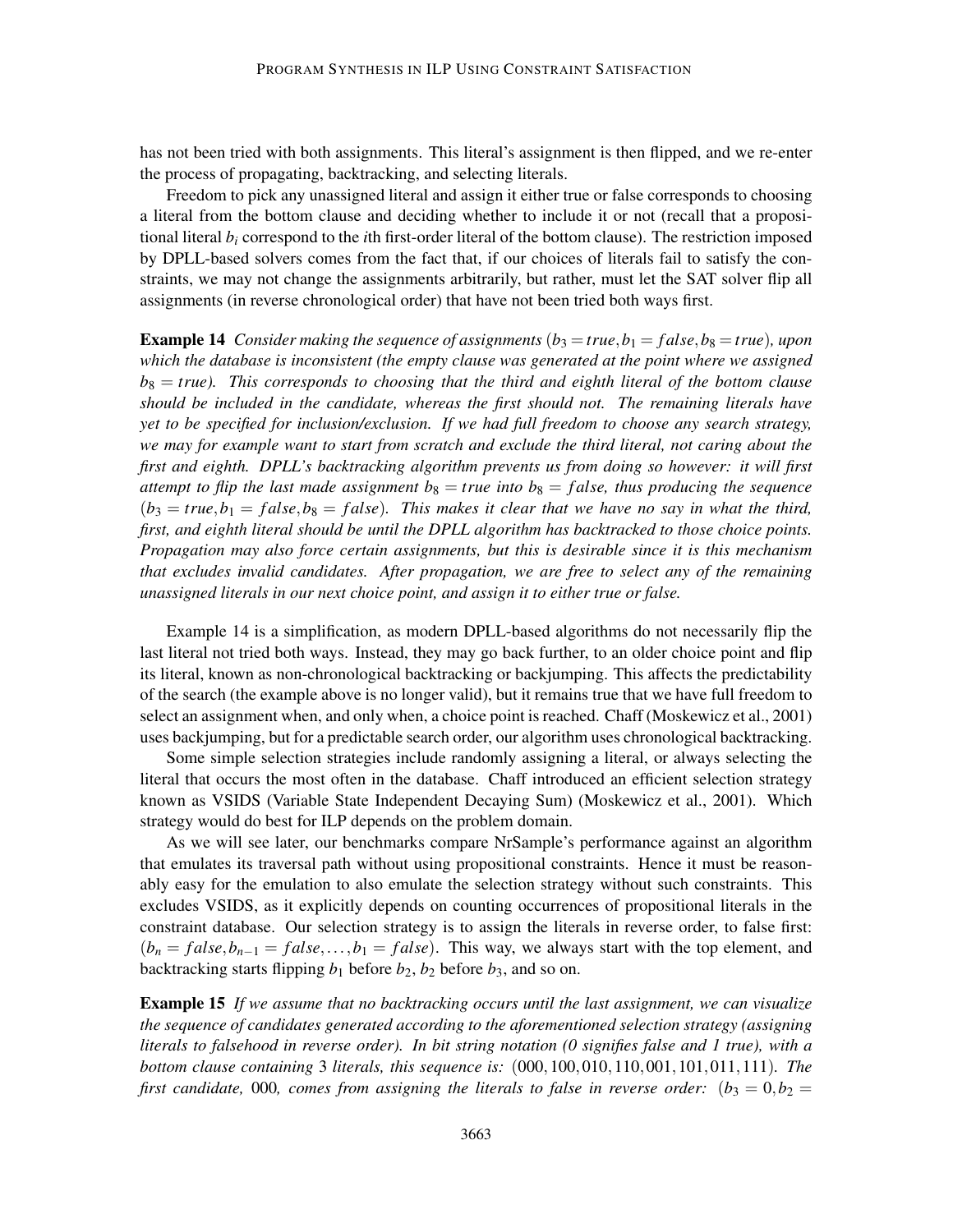has not been tried with both assignments. This literal's assignment is then flipped, and we re-enter the process of propagating, backtracking, and selecting literals.

Freedom to pick any unassigned literal and assign it either true or false corresponds to choosing a literal from the bottom clause and deciding whether to include it or not (recall that a propositional literal $b_i$ correspond to the $i$th first-order literal of the bottom clause). The restriction imposed by DPLL-based solvers comes from the fact that, if our choices of literals fail to satisfy the constraints, we may not change the assignments arbitrarily, but rather, must let the SAT solver flip all assignments (in reverse chronological order) that have not been tried both ways first.

**Example 14** *Consider making the sequence of assignments $(b_3 = true, b_1 = false, b_8 = true)$, upon which the database is inconsistent (the empty clause was generated at the point where we assigned $b_8 = true$). This corresponds to choosing that the third and eighth literal of the bottom clause should be included in the candidate, whereas the first should not. The remaining literals have yet to be specified for inclusion/exclusion. If we had full freedom to choose any search strategy, we may for example want to start from scratch and exclude the third literal, not caring about the first and eighth. DPLL's backtracking algorithm prevents us from doing so however: it will first attempt to flip the last made assignment $b_8 = true$ into $b_8 = false$, thus producing the sequence $(b_3 = true, b_1 = false, b_8 = false)$. This makes it clear that we have no say in what the third, first, and eighth literal should be until the DPLL algorithm has backtracked to those choice points. Propagation may also force certain assignments, but this is desirable since it is this mechanism that excludes invalid candidates. After propagation, we are free to select any of the remaining unassigned literals in our next choice point, and assign it to either true or false.*

Example 14 is a simplification, as modern DPLL-based algorithms do not necessarily flip the last literal not tried both ways. Instead, they may go back further, to an older choice point and flip its literal, known as non-chronological backtracking or backjumping. This affects the predictability of the search (the example above is no longer valid), but it remains true that we have full freedom to select an assignment when, and only when, a choice point is reached. Chaff (Moskewicz et al., 2001) uses backjumping, but for a predictable search order, our algorithm uses chronological backtracking.

Some simple selection strategies include randomly assigning a literal, or always selecting the literal that occurs the most often in the database. Chaff introduced an efficient selection strategy known as VSIDS (Variable State Independent Decaying Sum) (Moskewicz et al., 2001). Which strategy would do best for ILP depends on the problem domain.

As we will see later, our benchmarks compare NrSample's performance against an algorithm that emulates its traversal path without using propositional constraints. Hence it must be reasonably easy for the emulation to also emulate the selection strategy without such constraints. This excludes VSIDS, as it explicitly depends on counting occurrences of propositional literals in the constraint database. Our selection strategy is to assign the literals in reverse order, to false first: $(b_n = false, b_{n-1} = false, \ldots, b_1 = false)$. This way, we always start with the top element, and backtracking starts flipping $b_1$ before $b_2$, $b_2$ before $b_3$, and so on.

**Example 15** *If we assume that no backtracking occurs until the last assignment, we can visualize the sequence of candidates generated according to the aforementioned selection strategy (assigning literals to falsehood in reverse order). In bit string notation (0 signifies false and 1 true), with a bottom clause containing 3 literals, this sequence is: $(000, 100, 010, 110, 001, 101, 011, 111)$. The first candidate, 000, comes from assigning the literals to false in reverse order: $(b_3 = 0, b_2 =$*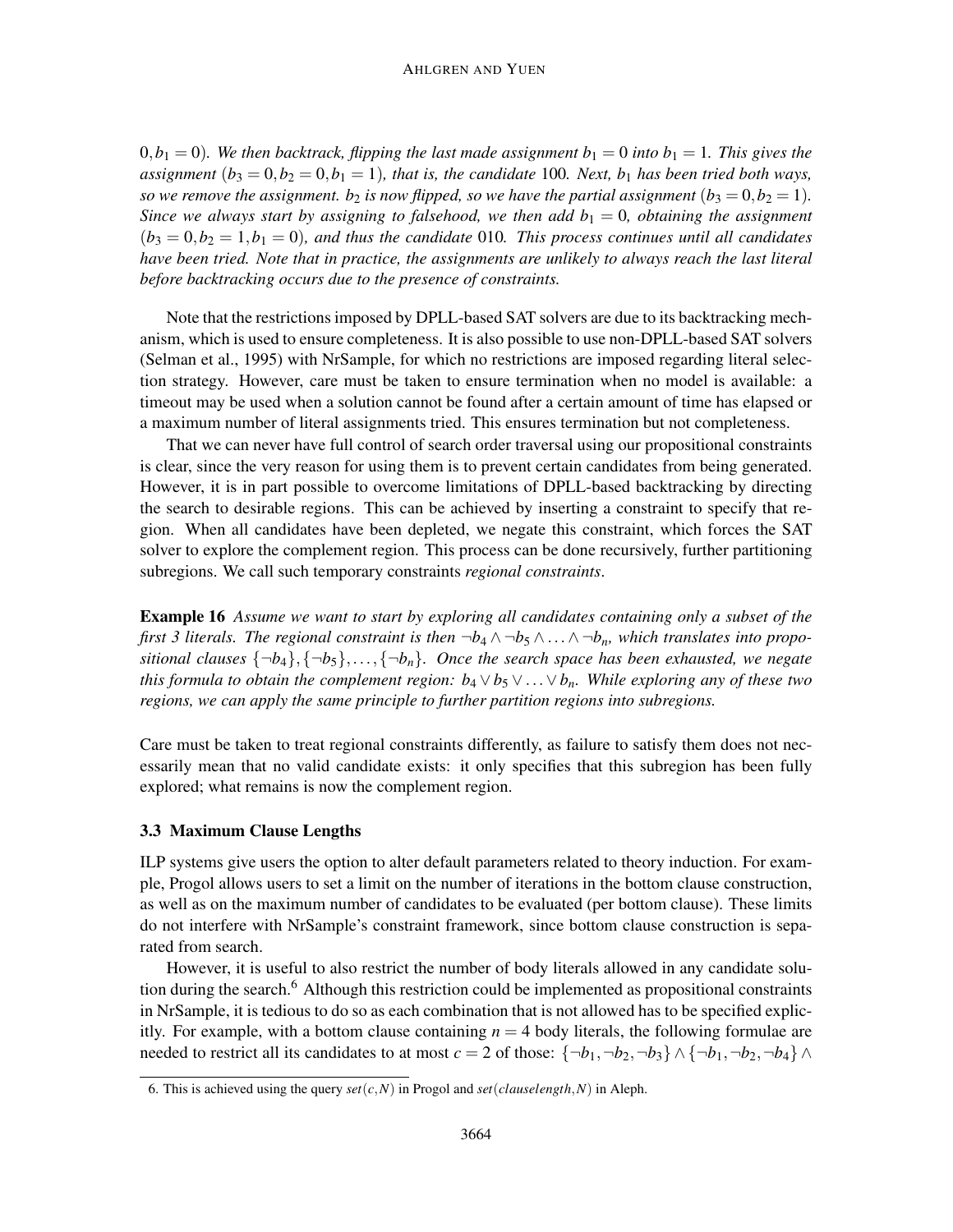*$0, b_1 = 0$). We then backtrack, flipping the last made assignment $b_1 = 0$ into $b_1 = 1$. This gives the assignment $(b_3 = 0, b_2 = 0, b_1 = 1)$, that is, the candidate 100. Next, $b_1$ has been tried both ways, so we remove the assignment. $b_2$ is now flipped, so we have the partial assignment $(b_3 = 0, b_2 = 1)$. Since we always start by assigning to falsehood, we then add $b_1 = 0$, obtaining the assignment $(b_3 = 0, b_2 = 1, b_1 = 0)$, and thus the candidate 010. This process continues until all candidates have been tried. Note that in practice, the assignments are unlikely to always reach the last literal before backtracking occurs due to the presence of constraints.*

Note that the restrictions imposed by DPLL-based SAT solvers are due to its backtracking mechanism, which is used to ensure completeness. It is also possible to use non-DPLL-based SAT solvers (Selman et al., 1995) with NrSample, for which no restrictions are imposed regarding literal selection strategy. However, care must be taken to ensure termination when no model is available: a timeout may be used when a solution cannot be found after a certain amount of time has elapsed or a maximum number of literal assignments tried. This ensures termination but not completeness.

That we can never have full control of search order traversal using our propositional constraints is clear, since the very reason for using them is to prevent certain candidates from being generated. However, it is in part possible to overcome limitations of DPLL-based backtracking by directing the search to desirable regions. This can be achieved by inserting a constraint to specify that region. When all candidates have been depleted, we negate this constraint, which forces the SAT solver to explore the complement region. This process can be done recursively, further partitioning subregions. We call such temporary constraints *regional constraints*.

**Example 16** *Assume we want to start by exploring all candidates containing only a subset of the first 3 literals. The regional constraint is then $\neg b_4 \wedge \neg b_5 \wedge \ldots \wedge \neg b_n$, which translates into propositional clauses $\{\neg b_4\}, \{\neg b_5\}, \ldots, \{\neg b_n\}$. Once the search space has been exhausted, we negate this formula to obtain the complement region: $b_4 \vee b_5 \vee \ldots \vee b_n$. While exploring any of these two regions, we can apply the same principle to further partition regions into subregions.*

Care must be taken to treat regional constraints differently, as failure to satisfy them does not necessarily mean that no valid candidate exists: it only specifies that this subregion has been fully explored; what remains is now the complement region.

### 3.3 Maximum Clause Lengths

ILP systems give users the option to alter default parameters related to theory induction. For example, Progol allows users to set a limit on the number of iterations in the bottom clause construction, as well as on the maximum number of candidates to be evaluated (per bottom clause). These limits do not interfere with NrSample's constraint framework, since bottom clause construction is separated from search.

However, it is useful to also restrict the number of body literals allowed in any candidate solution during the search.[6] Although this restriction could be implemented as propositional constraints in NrSample, it is tedious to do so as each combination that is not allowed has to be specified explicitly. For example, with a bottom clause containing $n = 4$ body literals, the following formulae are needed to restrict all its candidates to at most $c = 2$ of those: $\{\neg b_1, \neg b_2, \neg b_3\} \wedge \{\neg b_1, \neg b_2, \neg b_4\} \wedge$

6. This is achieved using the query $set(c, N)$ in Progol and $set(clauselength, N)$ in Aleph.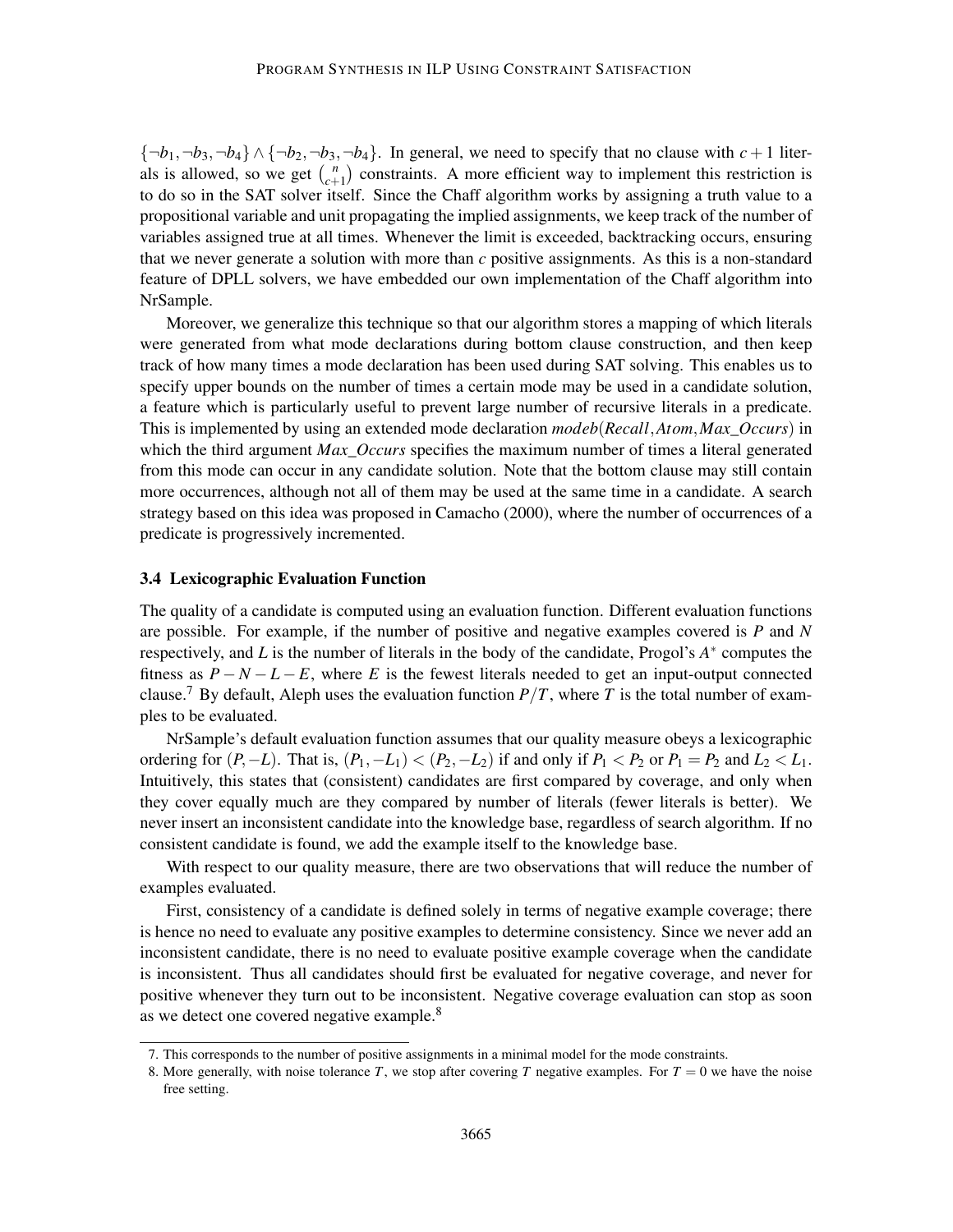$\{\neg b_1, \neg b_3, \neg b_4\} \wedge \{\neg b_2, \neg b_3, \neg b_4\}$. In general, we need to specify that no clause with $c+1$ literals is allowed, so we get $\binom{n}{c+1}$ constraints. A more efficient way to implement this restriction is to do so in the SAT solver itself. Since the Chaff algorithm works by assigning a truth value to a propositional variable and unit propagating the implied assignments, we keep track of the number of variables assigned true at all times. Whenever the limit is exceeded, backtracking occurs, ensuring that we never generate a solution with more than $c$ positive assignments. As this is a non-standard feature of DPLL solvers, we have embedded our own implementation of the Chaff algorithm into NrSample.

Moreover, we generalize this technique so that our algorithm stores a mapping of which literals were generated from what mode declarations during bottom clause construction, and then keep track of how many times a mode declaration has been used during SAT solving. This enables us to specify upper bounds on the number of times a certain mode may be used in a candidate solution, a feature which is particularly useful to prevent large number of recursive literals in a predicate. This is implemented by using an extended mode declaration *modeb*(*Recall*,*Atom*,*Max_Occurs*) in which the third argument *Max_Occurs* specifies the maximum number of times a literal generated from this mode can occur in any candidate solution. Note that the bottom clause may still contain more occurrences, although not all of them may be used at the same time in a candidate. A search strategy based on this idea was proposed in Camacho (2000), where the number of occurrences of a predicate is progressively incremented.

### 3.4 Lexicographic Evaluation Function

The quality of a candidate is computed using an evaluation function. Different evaluation functions are possible. For example, if the number of positive and negative examples covered is $P$ and $N$ respectively, and $L$ is the number of literals in the body of the candidate, Progol's $A^*$ computes the fitness as $P-N-L-E$, where $E$ is the fewest literals needed to get an input-output connected clause.[7] By default, Aleph uses the evaluation function $P/T$, where $T$ is the total number of examples to be evaluated.

NrSample's default evaluation function assumes that our quality measure obeys a lexicographic ordering for $(P,-L)$. That is, $(P_1,-L_1) < (P_2,-L_2)$ if and only if $P_1 < P_2$ or $P_1 = P_2$ and $L_2 < L_1$. Intuitively, this states that (consistent) candidates are first compared by coverage, and only when they cover equally much are they compared by number of literals (fewer literals is better). We never insert an inconsistent candidate into the knowledge base, regardless of search algorithm. If no consistent candidate is found, we add the example itself to the knowledge base.

With respect to our quality measure, there are two observations that will reduce the number of examples evaluated.

First, consistency of a candidate is defined solely in terms of negative example coverage; there is hence no need to evaluate any positive examples to determine consistency. Since we never add an inconsistent candidate, there is no need to evaluate positive example coverage when the candidate is inconsistent. Thus all candidates should first be evaluated for negative coverage, and never for positive whenever they turn out to be inconsistent. Negative coverage evaluation can stop as soon as we detect one covered negative example.[8]

7. This corresponds to the number of positive assignments in a minimal model for the mode constraints.

8. More generally, with noise tolerance $T$, we stop after covering $T$ negative examples. For $T=0$ we have the noise free setting.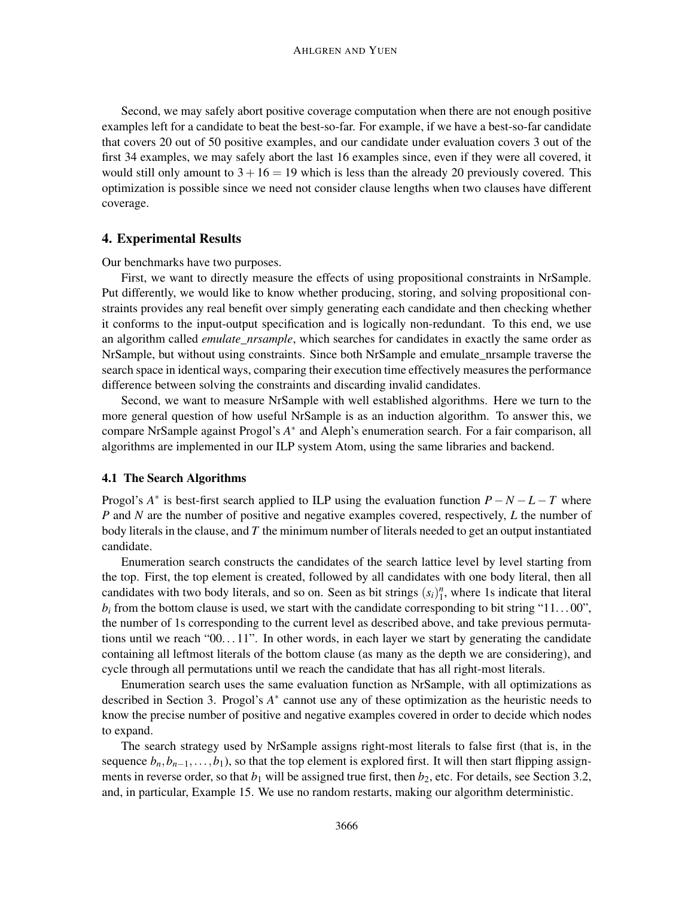Second, we may safely abort positive coverage computation when there are not enough positive examples left for a candidate to beat the best-so-far. For example, if we have a best-so-far candidate that covers 20 out of 50 positive examples, and our candidate under evaluation covers 3 out of the first 34 examples, we may safely abort the last 16 examples since, even if they were all covered, it would still only amount to $3+16=19$ which is less than the already 20 previously covered. This optimization is possible since we need not consider clause lengths when two clauses have different coverage.

## 4. Experimental Results

Our benchmarks have two purposes.

First, we want to directly measure the effects of using propositional constraints in NrSample. Put differently, we would like to know whether producing, storing, and solving propositional constraints provides any real benefit over simply generating each candidate and then checking whether it conforms to the input-output specification and is logically non-redundant. To this end, we use an algorithm called *emulate_nrsample*, which searches for candidates in exactly the same order as NrSample, but without using constraints. Since both NrSample and emulate_nrsample traverse the search space in identical ways, comparing their execution time effectively measures the performance difference between solving the constraints and discarding invalid candidates.

Second, we want to measure NrSample with well established algorithms. Here we turn to the more general question of how useful NrSample is as an induction algorithm. To answer this, we compare NrSample against Progol's $A^*$ and Aleph's enumeration search. For a fair comparison, all algorithms are implemented in our ILP system Atom, using the same libraries and backend.

### 4.1 The Search Algorithms

Progol's $A^*$ is best-first search applied to ILP using the evaluation function $P-N-L-T$ where $P$ and $N$ are the number of positive and negative examples covered, respectively, $L$ the number of body literals in the clause, and $T$ the minimum number of literals needed to get an output instantiated candidate.

Enumeration search constructs the candidates of the search lattice level by level starting from the top. First, the top element is created, followed by all candidates with one body literal, then all candidates with two body literals, and so on. Seen as bit strings $(s_i)_1^n$, where 1s indicate that literal $b_i$ from the bottom clause is used, we start with the candidate corresponding to bit string "11…00", the number of 1s corresponding to the current level as described above, and take previous permutations until we reach "00…11". In other words, in each layer we start by generating the candidate containing all leftmost literals of the bottom clause (as many as the depth we are considering), and cycle through all permutations until we reach the candidate that has all right-most literals.

Enumeration search uses the same evaluation function as NrSample, with all optimizations as described in Section 3. Progol's $A^*$ cannot use any of these optimization as the heuristic needs to know the precise number of positive and negative examples covered in order to decide which nodes to expand.

The search strategy used by NrSample assigns right-most literals to false first (that is, in the sequence $b_n, b_{n-1}, \ldots, b_1$), so that the top element is explored first. It will then start flipping assignments in reverse order, so that $b_1$ will be assigned true first, then $b_2$, etc. For details, see Section 3.2, and, in particular, Example 15. We use no random restarts, making our algorithm deterministic.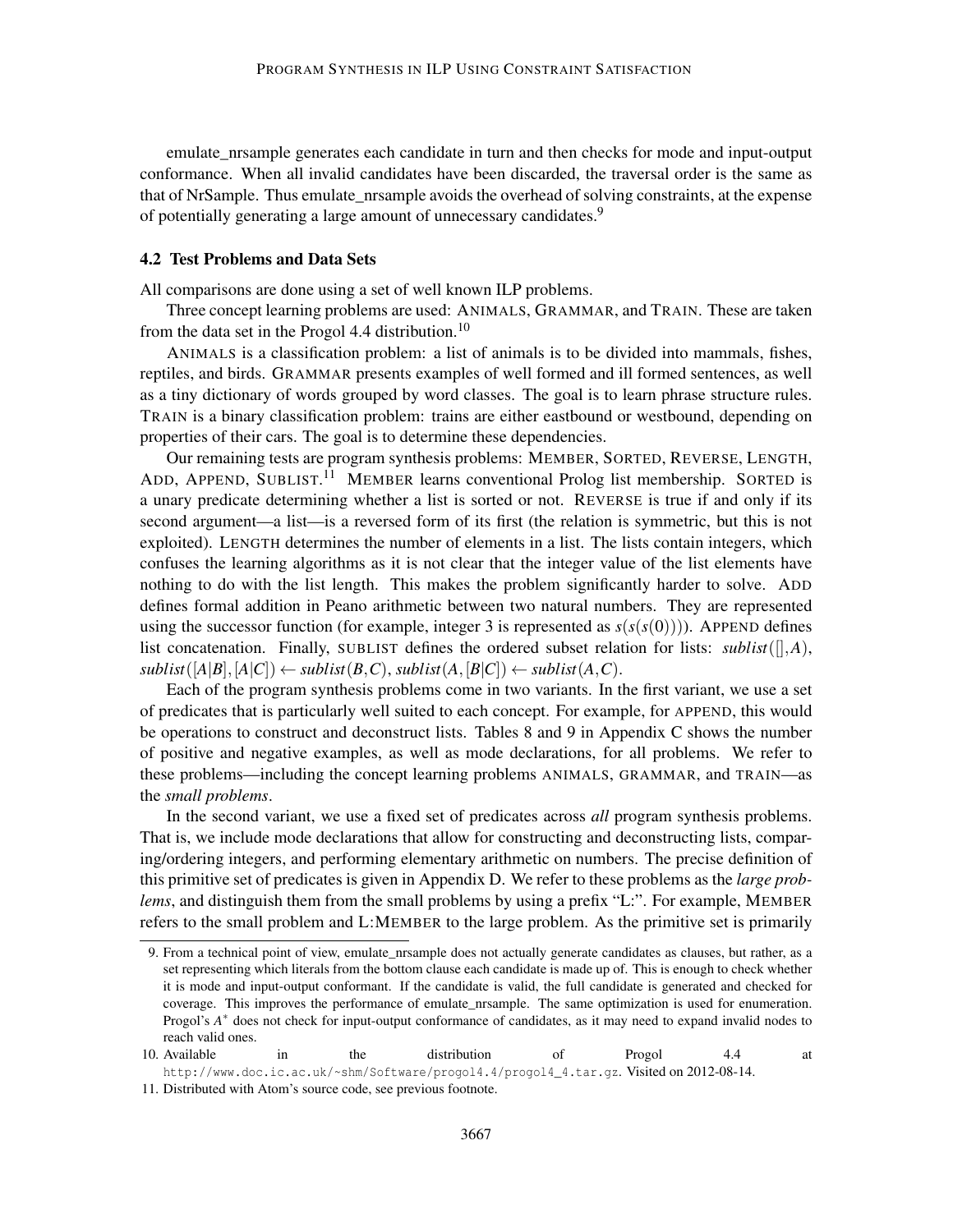emulate_nrsample generates each candidate in turn and then checks for mode and input-output conformance. When all invalid candidates have been discarded, the traversal order is the same as that of NrSample. Thus emulate_nrsample avoids the overhead of solving constraints, at the expense of potentially generating a large amount of unnecessary candidates.[9]

### 4.2 Test Problems and Data Sets

All comparisons are done using a set of well known ILP problems.

Three concept learning problems are used: ANIMALS, GRAMMAR, and TRAIN. These are taken from the data set in the Progol 4.4 distribution.[10]

ANIMALS is a classification problem: a list of animals is to be divided into mammals, fishes, reptiles, and birds. GRAMMAR presents examples of well formed and ill formed sentences, as well as a tiny dictionary of words grouped by word classes. The goal is to learn phrase structure rules. TRAIN is a binary classification problem: trains are either eastbound or westbound, depending on properties of their cars. The goal is to determine these dependencies.

Our remaining tests are program synthesis problems: MEMBER, SORTED, REVERSE, LENGTH, ADD, APPEND, SUBLIST.[11] MEMBER learns conventional Prolog list membership. SORTED is a unary predicate determining whether a list is sorted or not. REVERSE is true if and only if its second argument—a list—is a reversed form of its first (the relation is symmetric, but this is not exploited). LENGTH determines the number of elements in a list. The lists contain integers, which confuses the learning algorithms as it is not clear that the integer value of the list elements have nothing to do with the list length. This makes the problem significantly harder to solve. ADD defines formal addition in Peano arithmetic between two natural numbers. They are represented using the successor function (for example, integer 3 is represented as $s(s(s(0)))$). APPEND defines list concatenation. Finally, SUBLIST defines the ordered subset relation for lists: $sublist([],A)$, $sublist([A|B],[A|C]) \leftarrow sublist(B,C)$, $sublist(A,[B|C]) \leftarrow sublist(A,C)$.

Each of the program synthesis problems come in two variants. In the first variant, we use a set of predicates that is particularly well suited to each concept. For example, for APPEND, this would be operations to construct and deconstruct lists. Tables 8 and 9 in Appendix C shows the number of positive and negative examples, as well as mode declarations, for all problems. We refer to these problems—including the concept learning problems ANIMALS, GRAMMAR, and TRAIN—as the *small problems*.

In the second variant, we use a fixed set of predicates across *all* program synthesis problems. That is, we include mode declarations that allow for constructing and deconstructing lists, comparing/ordering integers, and performing elementary arithmetic on numbers. The precise definition of this primitive set of predicates is given in Appendix D. We refer to these problems as the *large problems*, and distinguish them from the small problems by using a prefix "L:". For example, MEMBER refers to the small problem and L:MEMBER to the large problem. As the primitive set is primarily

9. From a technical point of view, emulate_nrsample does not actually generate candidates as clauses, but rather, as a set representing which literals from the bottom clause each candidate is made up of. This is enough to check whether it is mode and input-output conformant. If the candidate is valid, the full candidate is generated and checked for coverage. This improves the performance of emulate_nrsample. The same optimization is used for enumeration. Progol's $A^*$ does not check for input-output conformance of candidates, as it may need to expand invalid nodes to reach valid ones.

10. Available in the distribution of Progol 4.4 at http://www.doc.ic.ac.uk/~shm/Software/progol4.4/progol4_4.tar.gz. Visited on 2012-08-14.

11. Distributed with Atom's source code, see previous footnote.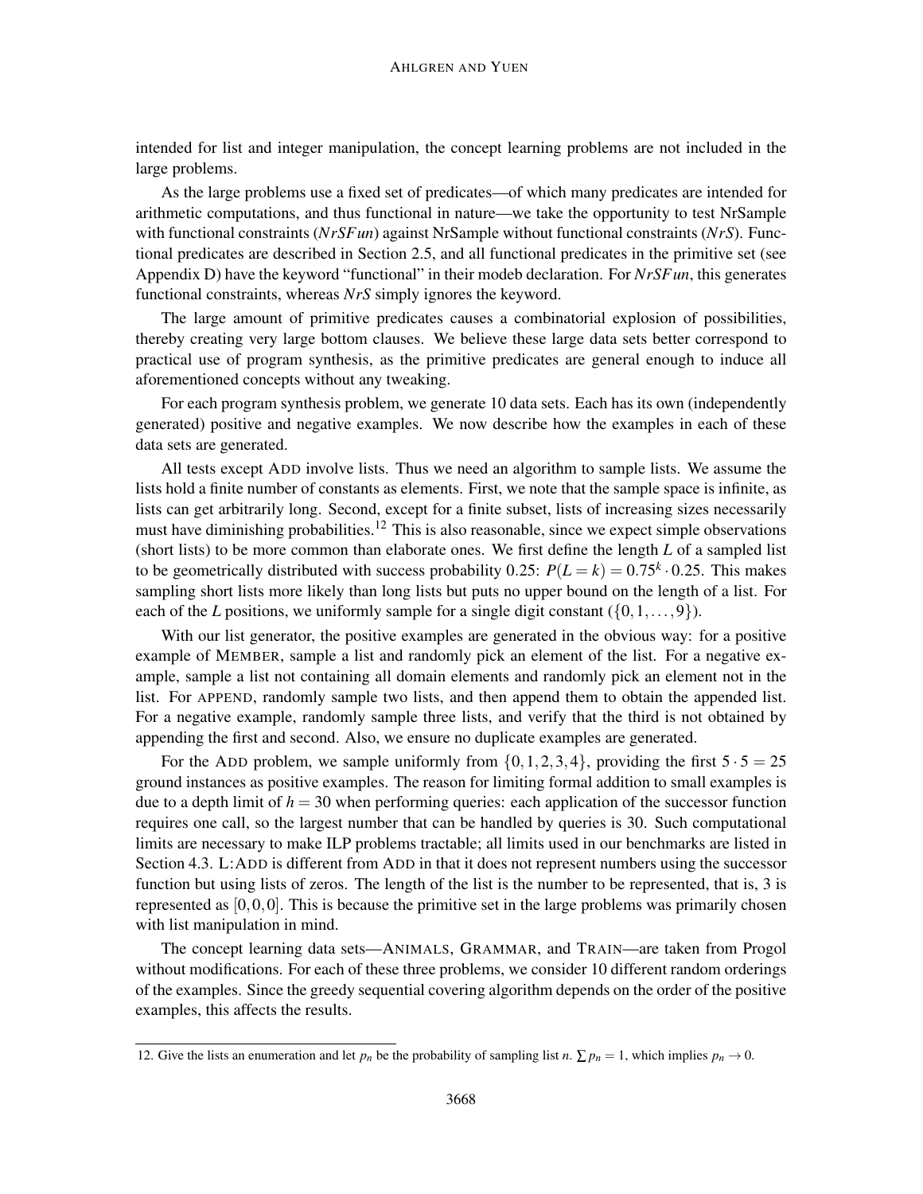intended for list and integer manipulation, the concept learning problems are not included in the large problems.

As the large problems use a fixed set of predicates—of which many predicates are intended for arithmetic computations, and thus functional in nature—we take the opportunity to test NrSample with functional constraints (*NrSFun*) against NrSample without functional constraints (*NrS*). Functional predicates are described in Section 2.5, and all functional predicates in the primitive set (see Appendix D) have the keyword "functional" in their modeb declaration. For *NrSFun*, this generates functional constraints, whereas *NrS* simply ignores the keyword.

The large amount of primitive predicates causes a combinatorial explosion of possibilities, thereby creating very large bottom clauses. We believe these large data sets better correspond to practical use of program synthesis, as the primitive predicates are general enough to induce all aforementioned concepts without any tweaking.

For each program synthesis problem, we generate 10 data sets. Each has its own (independently generated) positive and negative examples. We now describe how the examples in each of these data sets are generated.

All tests except ADD involve lists. Thus we need an algorithm to sample lists. We assume the lists hold a finite number of constants as elements. First, we note that the sample space is infinite, as lists can get arbitrarily long. Second, except for a finite subset, lists of increasing sizes necessarily must have diminishing probabilities.[12] This is also reasonable, since we expect simple observations (short lists) to be more common than elaborate ones. We first define the length $L$ of a sampled list to be geometrically distributed with success probability 0.25: $P(L=k) = 0.75^k \cdot 0.25$. This makes sampling short lists more likely than long lists but puts no upper bound on the length of a list. For each of the $L$ positions, we uniformly sample for a single digit constant ($\{0,1,\dots,9\}$).

With our list generator, the positive examples are generated in the obvious way: for a positive example of MEMBER, sample a list and randomly pick an element of the list. For a negative example, sample a list not containing all domain elements and randomly pick an element not in the list. For APPEND, randomly sample two lists, and then append them to obtain the appended list. For a negative example, randomly sample three lists, and verify that the third is not obtained by appending the first and second. Also, we ensure no duplicate examples are generated.

For the ADD problem, we sample uniformly from $\{0,1,2,3,4\}$, providing the first $5 \cdot 5 = 25$ ground instances as positive examples. The reason for limiting formal addition to small examples is due to a depth limit of $h = 30$ when performing queries: each application of the successor function requires one call, so the largest number that can be handled by queries is 30. Such computational limits are necessary to make ILP problems tractable; all limits used in our benchmarks are listed in Section 4.3. L:ADD is different from ADD in that it does not represent numbers using the successor function but using lists of zeros. The length of the list is the number to be represented, that is, 3 is represented as $[0,0,0]$. This is because the primitive set in the large problems was primarily chosen with list manipulation in mind.

The concept learning data sets—ANIMALS, GRAMMAR, and TRAIN—are taken from Progol without modifications. For each of these three problems, we consider 10 different random orderings of the examples. Since the greedy sequential covering algorithm depends on the order of the positive examples, this affects the results.

12. Give the lists an enumeration and let $p_n$ be the probability of sampling list $n$. $\sum p_n = 1$, which implies $p_n \to 0$.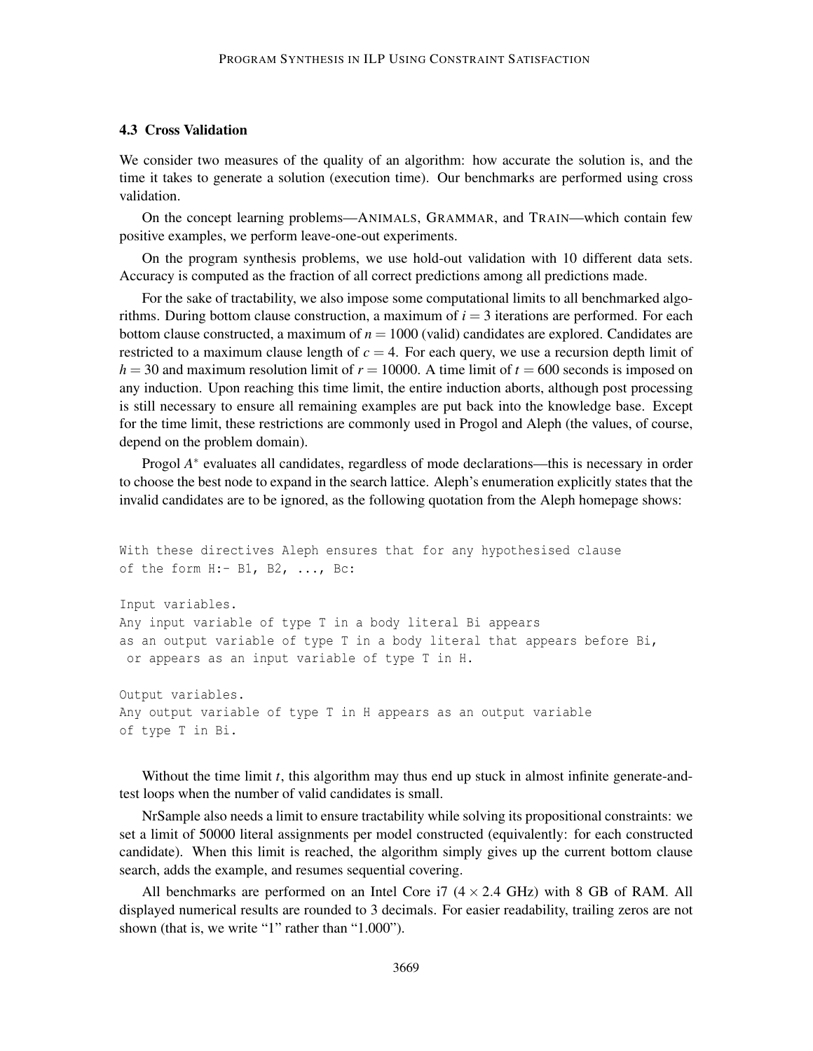### 4.3 Cross Validation

We consider two measures of the quality of an algorithm: how accurate the solution is, and the time it takes to generate a solution (execution time). Our benchmarks are performed using cross validation.

On the concept learning problems—ANIMALS, GRAMMAR, and TRAIN—which contain few positive examples, we perform leave-one-out experiments.

On the program synthesis problems, we use hold-out validation with 10 different data sets. Accuracy is computed as the fraction of all correct predictions among all predictions made.

For the sake of tractability, we also impose some computational limits to all benchmarked algorithms. During bottom clause construction, a maximum of $i = 3$ iterations are performed. For each bottom clause constructed, a maximum of $n = 1000$ (valid) candidates are explored. Candidates are restricted to a maximum clause length of $c = 4$. For each query, we use a recursion depth limit of $h = 30$ and maximum resolution limit of $r = 10000$. A time limit of $t = 600$ seconds is imposed on any induction. Upon reaching this time limit, the entire induction aborts, although post processing is still necessary to ensure all remaining examples are put back into the knowledge base. Except for the time limit, these restrictions are commonly used in Progol and Aleph (the values, of course, depend on the problem domain).

Progol $A^*$ evaluates all candidates, regardless of mode declarations—this is necessary in order to choose the best node to expand in the search lattice. Aleph's enumeration explicitly states that the invalid candidates are to be ignored, as the following quotation from the Aleph homepage shows:

```
With these directives Aleph ensures that for any hypothesised clause
of the form H:- B1, B2, ..., Bc:

Input variables.
Any input variable of type T in a body literal Bi appears
as an output variable of type T in a body literal that appears before Bi,
 or appears as an input variable of type T in H.

Output variables.
Any output variable of type T in H appears as an output variable
of type T in Bi.
```

Without the time limit $t$, this algorithm may thus end up stuck in almost infinite generate-and-test loops when the number of valid candidates is small.

NrSample also needs a limit to ensure tractability while solving its propositional constraints: we set a limit of 50000 literal assignments per model constructed (equivalently: for each constructed candidate). When this limit is reached, the algorithm simply gives up the current bottom clause search, adds the example, and resumes sequential covering.

All benchmarks are performed on an Intel Core i7 ($4 \times 2.4$ GHz) with 8 GB of RAM. All displayed numerical results are rounded to 3 decimals. For easier readability, trailing zeros are not shown (that is, we write "1" rather than "1.000").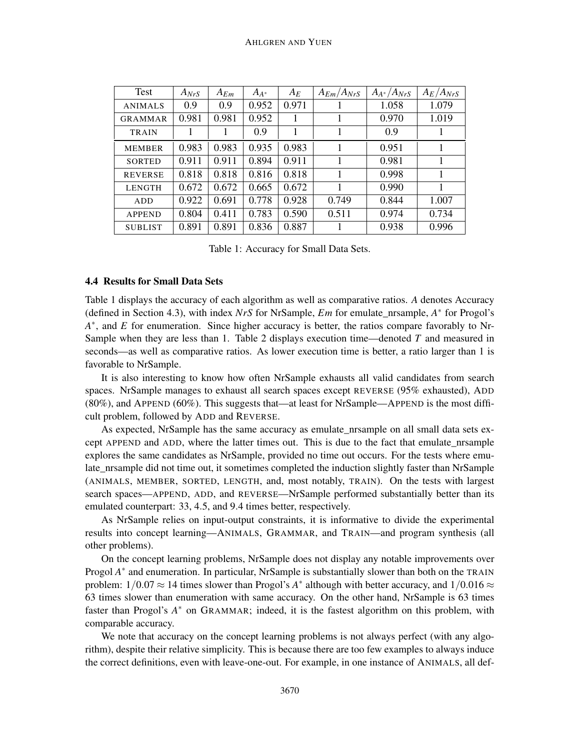| Test | $A_{NrS}$ | $A_{Em}$ | $A_{A^*}$ | $A_E$ | $A_{Em}/A_{NrS}$ | $A_{A^*}/A_{NrS}$ | $A_E/A_{NrS}$ |
|---|---|---|---|---|---|---|---|
| ANIMALS | 0.9 | 0.9 | 0.952 | 0.971 | 1 | 1.058 | 1.079 |
| GRAMMAR | 0.981 | 0.981 | 0.952 | 1 | 1 | 0.970 | 1.019 |
| TRAIN | 1 | 1 | 0.9 | 1 | 1 | 0.9 | 1 |
| MEMBER | 0.983 | 0.983 | 0.935 | 0.983 | 1 | 0.951 | 1 |
| SORTED | 0.911 | 0.911 | 0.894 | 0.911 | 1 | 0.981 | 1 |
| REVERSE | 0.818 | 0.818 | 0.816 | 0.818 | 1 | 0.998 | 1 |
| LENGTH | 0.672 | 0.672 | 0.665 | 0.672 | 1 | 0.990 | 1 |
| ADD | 0.922 | 0.691 | 0.778 | 0.928 | 0.749 | 0.844 | 1.007 |
| APPEND | 0.804 | 0.411 | 0.783 | 0.590 | 0.511 | 0.974 | 0.734 |
| SUBLIST | 0.891 | 0.891 | 0.836 | 0.887 | 1 | 0.938 | 0.996 |

Table 1: Accuracy for Small Data Sets.

### 4.4 Results for Small Data Sets

Table 1 displays the accuracy of each algorithm as well as comparative ratios. *A* denotes Accuracy (defined in Section 4.3), with index *NrS* for NrSample, *Em* for emulate_nrsample, $A^*$ for Progol's $A^*$, and *E* for enumeration. Since higher accuracy is better, the ratios compare favorably to NrSample when they are less than 1. Table 2 displays execution time—denoted *T* and measured in seconds—as well as comparative ratios. As lower execution time is better, a ratio larger than 1 is favorable to NrSample.

It is also interesting to know how often NrSample exhausts all valid candidates from search spaces. NrSample manages to exhaust all search spaces except REVERSE (95% exhausted), ADD (80%), and APPEND (60%). This suggests that—at least for NrSample—APPEND is the most difficult problem, followed by ADD and REVERSE.

As expected, NrSample has the same accuracy as emulate_nrsample on all small data sets except APPEND and ADD, where the latter times out. This is due to the fact that emulate_nrsample explores the same candidates as NrSample, provided no time out occurs. For the tests where emulate_nrsample did not time out, it sometimes completed the induction slightly faster than NrSample (ANIMALS, MEMBER, SORTED, LENGTH, and, most notably, TRAIN). On the tests with largest search spaces—APPEND, ADD, and REVERSE—NrSample performed substantially better than its emulated counterpart: 33, 4.5, and 9.4 times better, respectively.

As NrSample relies on input-output constraints, it is informative to divide the experimental results into concept learning—ANIMALS, GRAMMAR, and TRAIN—and program synthesis (all other problems).

On the concept learning problems, NrSample does not display any notable improvements over Progol $A^*$ and enumeration. In particular, NrSample is substantially slower than both on the TRAIN problem: $1/0.07 \approx 14$ times slower than Progol's $A^*$ although with better accuracy, and $1/0.016 \approx 63$ times slower than enumeration with same accuracy. On the other hand, NrSample is 63 times faster than Progol's $A^*$ on GRAMMAR; indeed, it is the fastest algorithm on this problem, with comparable accuracy.

We note that accuracy on the concept learning problems is not always perfect (with any algorithm), despite their relative simplicity. This is because there are too few examples to always induce the correct definitions, even with leave-one-out. For example, in one instance of ANIMALS, all def-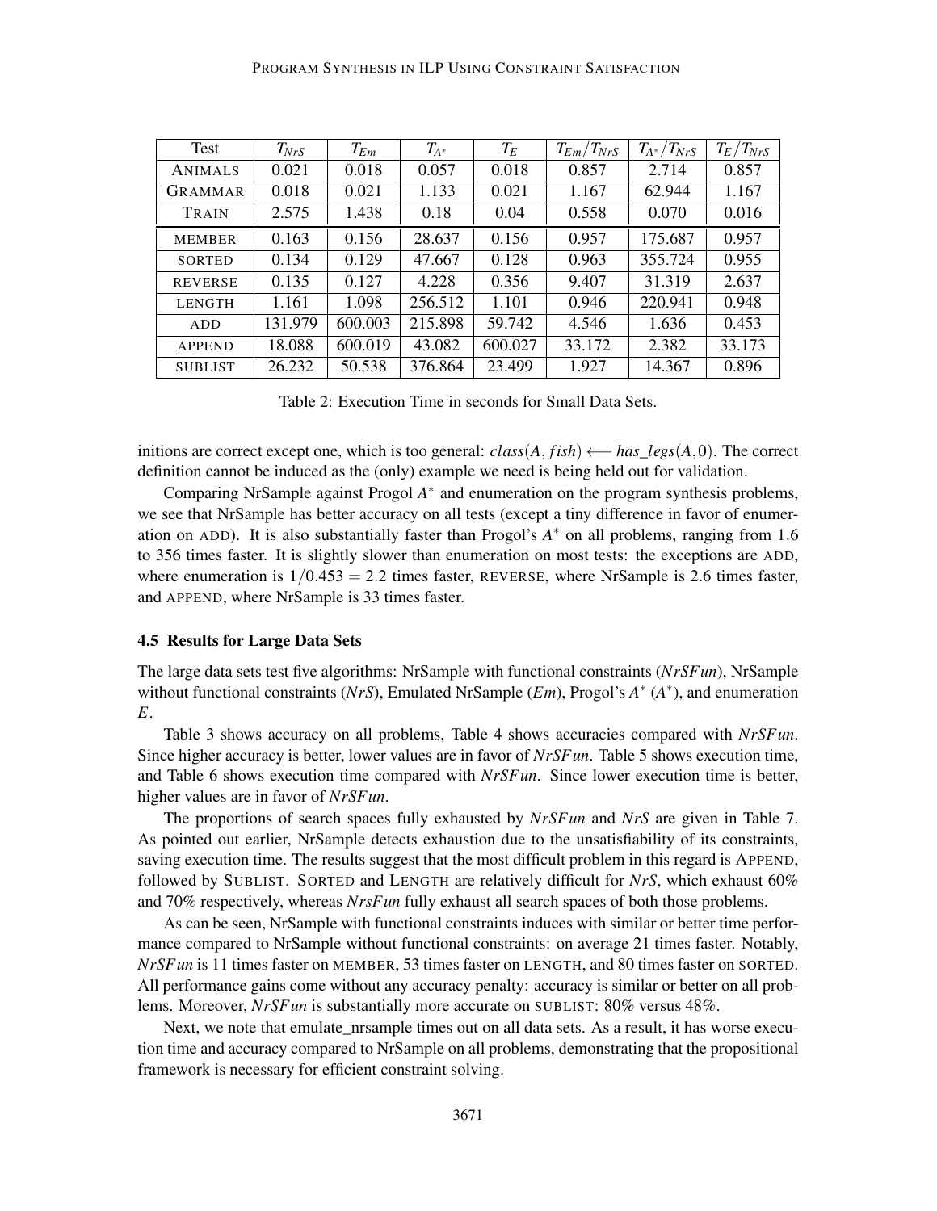| Test | $T_{NrS}$ | $T_{Em}$ | $T_{A^*}$ | $T_E$ | $T_{Em}/T_{NrS}$ | $T_{A^*}/T_{NrS}$ | $T_E/T_{NrS}$ |
|---|---|---|---|---|---|---|---|
| ANIMALS | 0.021 | 0.018 | 0.057 | 0.018 | 0.857 | 2.714 | 0.857 |
| GRAMMAR | 0.018 | 0.021 | 1.133 | 0.021 | 1.167 | 62.944 | 1.167 |
| TRAIN | 2.575 | 1.438 | 0.18 | 0.04 | 0.558 | 0.070 | 0.016 |
| MEMBER | 0.163 | 0.156 | 28.637 | 0.156 | 0.957 | 175.687 | 0.957 |
| SORTED | 0.134 | 0.129 | 47.667 | 0.128 | 0.963 | 355.724 | 0.955 |
| REVERSE | 0.135 | 0.127 | 4.228 | 0.356 | 9.407 | 31.319 | 2.637 |
| LENGTH | 1.161 | 1.098 | 256.512 | 1.101 | 0.946 | 220.941 | 0.948 |
| ADD | 131.979 | 600.003 | 215.898 | 59.742 | 4.546 | 1.636 | 0.453 |
| APPEND | 18.088 | 600.019 | 43.082 | 600.027 | 33.172 | 2.382 | 33.173 |
| SUBLIST | 26.232 | 50.538 | 376.864 | 23.499 | 1.927 | 14.367 | 0.896 |

Table 2: Execution Time in seconds for Small Data Sets.

initions are correct except one, which is too general: $class(A, fish) \longleftarrow has\_legs(A, 0)$. The correct definition cannot be induced as the (only) example we need is being held out for validation.

Comparing NrSample against Progol $A^*$ and enumeration on the program synthesis problems, we see that NrSample has better accuracy on all tests (except a tiny difference in favor of enumeration on ADD). It is also substantially faster than Progol's $A^*$ on all problems, ranging from 1.6 to 356 times faster. It is slightly slower than enumeration on most tests: the exceptions are ADD, where enumeration is $1/0.453 = 2.2$ times faster, REVERSE, where NrSample is 2.6 times faster, and APPEND, where NrSample is 33 times faster.

### 4.5 Results for Large Data Sets

The large data sets test five algorithms: NrSample with functional constraints (*NrSFun*), NrSample without functional constraints (*NrS*), Emulated NrSample (*Em*), Progol's $A^*$ ($A^*$), and enumeration *E*.

Table 3 shows accuracy on all problems, Table 4 shows accuracies compared with *NrSFun*. Since higher accuracy is better, lower values are in favor of *NrSFun*. Table 5 shows execution time, and Table 6 shows execution time compared with *NrSFun*. Since lower execution time is better, higher values are in favor of *NrSFun*.

The proportions of search spaces fully exhausted by *NrSFun* and *NrS* are given in Table 7. As pointed out earlier, NrSample detects exhaustion due to the unsatisfiability of its constraints, saving execution time. The results suggest that the most difficult problem in this regard is APPEND, followed by SUBLIST. SORTED and LENGTH are relatively difficult for *NrS*, which exhaust 60% and 70% respectively, whereas *NrsFun* fully exhaust all search spaces of both those problems.

As can be seen, NrSample with functional constraints induces with similar or better time performance compared to NrSample without functional constraints: on average 21 times faster. Notably, *NrSFun* is 11 times faster on MEMBER, 53 times faster on LENGTH, and 80 times faster on SORTED. All performance gains come without any accuracy penalty: accuracy is similar or better on all problems. Moreover, *NrSFun* is substantially more accurate on SUBLIST: 80% versus 48%.

Next, we note that emulate_nrsample times out on all data sets. As a result, it has worse execution time and accuracy compared to NrSample on all problems, demonstrating that the propositional framework is necessary for efficient constraint solving.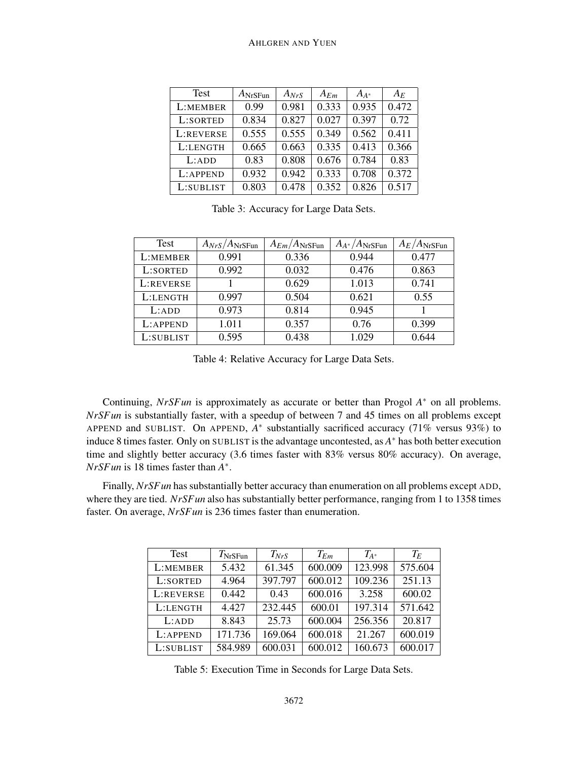| Test | $A_{\text{NrSFun}}$ | $A_{NrS}$ | $A_{Em}$ | $A_{A^*}$ | $A_E$ |
|---|---|---|---|---|---|
| L:MEMBER | 0.99 | 0.981 | 0.333 | 0.935 | 0.472 |
| L:SORTED | 0.834 | 0.827 | 0.027 | 0.397 | 0.72 |
| L:REVERSE | 0.555 | 0.555 | 0.349 | 0.562 | 0.411 |
| L:LENGTH | 0.665 | 0.663 | 0.335 | 0.413 | 0.366 |
| L:ADD | 0.83 | 0.808 | 0.676 | 0.784 | 0.83 |
| L:APPEND | 0.932 | 0.942 | 0.333 | 0.708 | 0.372 |
| L:SUBLIST | 0.803 | 0.478 | 0.352 | 0.826 | 0.517 |

Table 3: Accuracy for Large Data Sets.

| Test | $A_{NrS}/A_{\text{NrSFun}}$ | $A_{Em}/A_{\text{NrSFun}}$ | $A_{A^*}/A_{\text{NrSFun}}$ | $A_E/A_{\text{NrSFun}}$ |
|---|---|---|---|---|
| L:MEMBER | 0.991 | 0.336 | 0.944 | 0.477 |
| L:SORTED | 0.992 | 0.032 | 0.476 | 0.863 |
| L:REVERSE | 1 | 0.629 | 1.013 | 0.741 |
| L:LENGTH | 0.997 | 0.504 | 0.621 | 0.55 |
| L:ADD | 0.973 | 0.814 | 0.945 | 1 |
| L:APPEND | 1.011 | 0.357 | 0.76 | 0.399 |
| L:SUBLIST | 0.595 | 0.438 | 1.029 | 0.644 |

Table 4: Relative Accuracy for Large Data Sets.

Continuing, *NrSFun* is approximately as accurate or better than Progol $A^*$ on all problems. *NrSFun* is substantially faster, with a speedup of between 7 and 45 times on all problems except APPEND and SUBLIST. On APPEND, $A^*$ substantially sacrificed accuracy (71% versus 93%) to induce 8 times faster. Only on SUBLIST is the advantage uncontested, as $A^*$ has both better execution time and slightly better accuracy (3.6 times faster with 83% versus 80% accuracy). On average, *NrSFun* is 18 times faster than $A^*$.

Finally, *NrSFun* has substantially better accuracy than enumeration on all problems except ADD, where they are tied. *NrSFun* also has substantially better performance, ranging from 1 to 1358 times faster. On average, *NrSFun* is 236 times faster than enumeration.

| Test | $T_{\text{NrSFun}}$ | $T_{NrS}$ | $T_{Em}$ | $T_{A^*}$ | $T_E$ |
|---|---|---|---|---|---|
| L:MEMBER | 5.432 | 61.345 | 600.009 | 123.998 | 575.604 |
| L:SORTED | 4.964 | 397.797 | 600.012 | 109.236 | 251.13 |
| L:REVERSE | 0.442 | 0.43 | 600.016 | 3.258 | 600.02 |
| L:LENGTH | 4.427 | 232.445 | 600.01 | 197.314 | 571.642 |
| L:ADD | 8.843 | 25.73 | 600.004 | 256.356 | 20.817 |
| L:APPEND | 171.736 | 169.064 | 600.018 | 21.267 | 600.019 |
| L:SUBLIST | 584.989 | 600.031 | 600.012 | 160.673 | 600.017 |

Table 5: Execution Time in Seconds for Large Data Sets.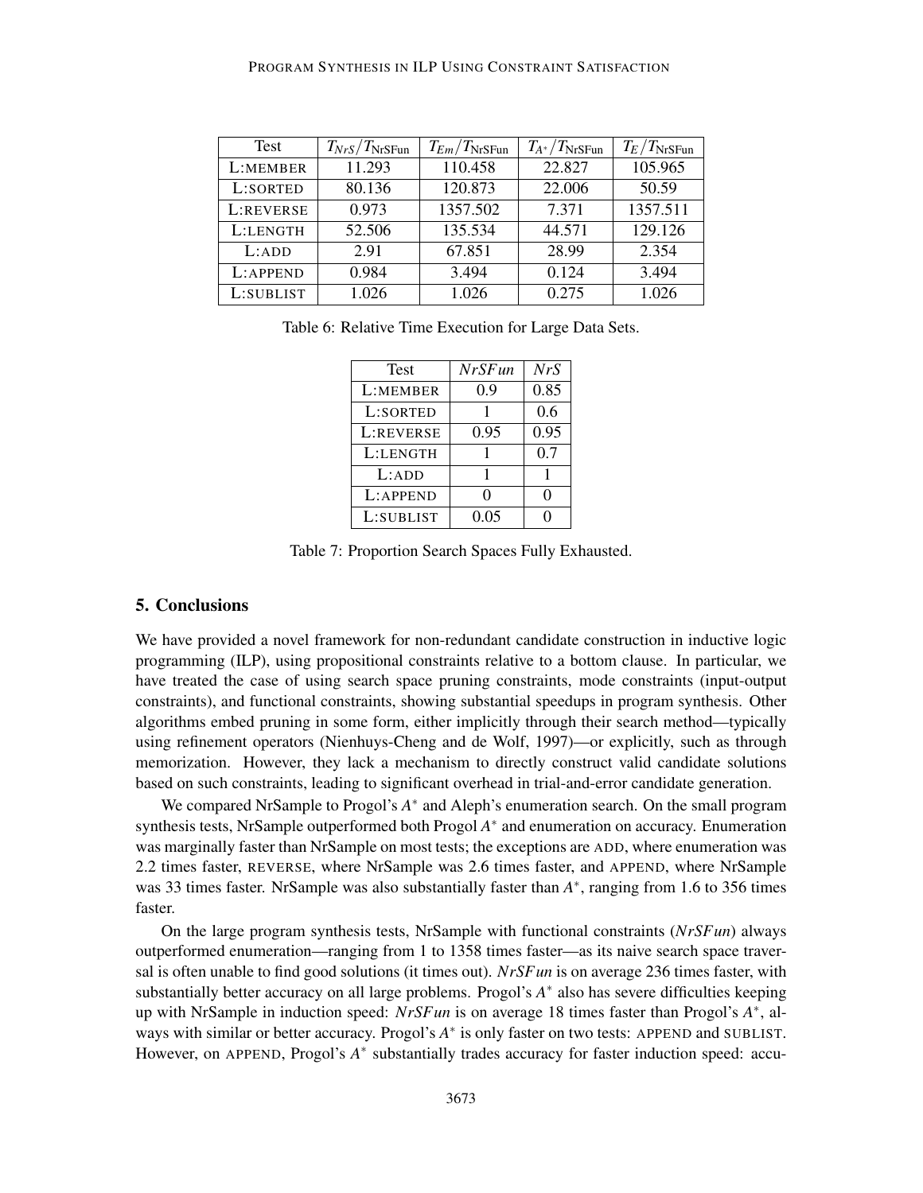| Test | $T_{NrS}/T_{\text{NrSFun}}$ | $T_{Em}/T_{\text{NrSFun}}$ | $T_{A^*}/T_{\text{NrSFun}}$ | $T_E/T_{\text{NrSFun}}$ |
|---|---|---|---|---|
| L:MEMBER | 11.293 | 110.458 | 22.827 | 105.965 |
| L:SORTED | 80.136 | 120.873 | 22.006 | 50.59 |
| L:REVERSE | 0.973 | 1357.502 | 7.371 | 1357.511 |
| L:LENGTH | 52.506 | 135.534 | 44.571 | 129.126 |
| L:ADD | 2.91 | 67.851 | 28.99 | 2.354 |
| L:APPEND | 0.984 | 3.494 | 0.124 | 3.494 |
| L:SUBLIST | 1.026 | 1.026 | 0.275 | 1.026 |

Table 6: Relative Time Execution for Large Data Sets.

| Test | *NrSFun* | *NrS* |
|---|---|---|
| L:MEMBER | 0.9 | 0.85 |
| L:SORTED | 1 | 0.6 |
| L:REVERSE | 0.95 | 0.95 |
| L:LENGTH | 1 | 0.7 |
| L:ADD | 1 | 1 |
| L:APPEND | 0 | 0 |
| L:SUBLIST | 0.05 | 0 |

Table 7: Proportion Search Spaces Fully Exhausted.

## 5. Conclusions

We have provided a novel framework for non-redundant candidate construction in inductive logic programming (ILP), using propositional constraints relative to a bottom clause. In particular, we have treated the case of using search space pruning constraints, mode constraints (input-output constraints), and functional constraints, showing substantial speedups in program synthesis. Other algorithms embed pruning in some form, either implicitly through their search method—typically using refinement operators (Nienhuys-Cheng and de Wolf, 1997)—or explicitly, such as through memorization. However, they lack a mechanism to directly construct valid candidate solutions based on such constraints, leading to significant overhead in trial-and-error candidate generation.

We compared NrSample to Progol's $A^*$ and Aleph's enumeration search. On the small program synthesis tests, NrSample outperformed both Progol $A^*$ and enumeration on accuracy. Enumeration was marginally faster than NrSample on most tests; the exceptions are ADD, where enumeration was 2.2 times faster, REVERSE, where NrSample was 2.6 times faster, and APPEND, where NrSample was 33 times faster. NrSample was also substantially faster than $A^*$, ranging from 1.6 to 356 times faster.

On the large program synthesis tests, NrSample with functional constraints (*NrSFun*) always outperformed enumeration—ranging from 1 to 1358 times faster—as its naive search space traversal is often unable to find good solutions (it times out). *NrSFun* is on average 236 times faster, with substantially better accuracy on all large problems. Progol's $A^*$ also has severe difficulties keeping up with NrSample in induction speed: *NrSFun* is on average 18 times faster than Progol's $A^*$, always with similar or better accuracy. Progol's $A^*$ is only faster on two tests: APPEND and SUBLIST. However, on APPEND, Progol's $A^*$ substantially trades accuracy for faster induction speed: accu-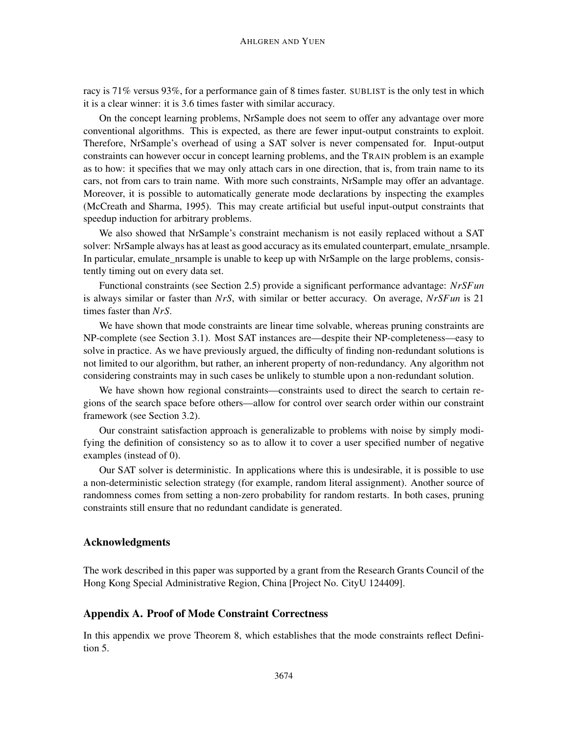racy is 71% versus 93%, for a performance gain of 8 times faster. SUBLIST is the only test in which it is a clear winner: it is 3.6 times faster with similar accuracy.

On the concept learning problems, NrSample does not seem to offer any advantage over more conventional algorithms. This is expected, as there are fewer input-output constraints to exploit. Therefore, NrSample's overhead of using a SAT solver is never compensated for. Input-output constraints can however occur in concept learning problems, and the TRAIN problem is an example as to how: it specifies that we may only attach cars in one direction, that is, from train name to its cars, not from cars to train name. With more such constraints, NrSample may offer an advantage. Moreover, it is possible to automatically generate mode declarations by inspecting the examples (McCreath and Sharma, 1995). This may create artificial but useful input-output constraints that speedup induction for arbitrary problems.

We also showed that NrSample's constraint mechanism is not easily replaced without a SAT solver: NrSample always has at least as good accuracy as its emulated counterpart, emulate_nrsample. In particular, emulate_nrsample is unable to keep up with NrSample on the large problems, consistently timing out on every data set.

Functional constraints (see Section 2.5) provide a significant performance advantage: *NrSFun* is always similar or faster than *NrS*, with similar or better accuracy. On average, *NrSFun* is 21 times faster than *NrS*.

We have shown that mode constraints are linear time solvable, whereas pruning constraints are NP-complete (see Section 3.1). Most SAT instances are—despite their NP-completeness—easy to solve in practice. As we have previously argued, the difficulty of finding non-redundant solutions is not limited to our algorithm, but rather, an inherent property of non-redundancy. Any algorithm not considering constraints may in such cases be unlikely to stumble upon a non-redundant solution.

We have shown how regional constraints—constraints used to direct the search to certain regions of the search space before others—allow for control over search order within our constraint framework (see Section 3.2).

Our constraint satisfaction approach is generalizable to problems with noise by simply modifying the definition of consistency so as to allow it to cover a user specified number of negative examples (instead of 0).

Our SAT solver is deterministic. In applications where this is undesirable, it is possible to use a non-deterministic selection strategy (for example, random literal assignment). Another source of randomness comes from setting a non-zero probability for random restarts. In both cases, pruning constraints still ensure that no redundant candidate is generated.

## Acknowledgments

The work described in this paper was supported by a grant from the Research Grants Council of the Hong Kong Special Administrative Region, China [Project No. CityU 124409].

## Appendix A. Proof of Mode Constraint Correctness

In this appendix we prove Theorem 8, which establishes that the mode constraints reflect Definition 5.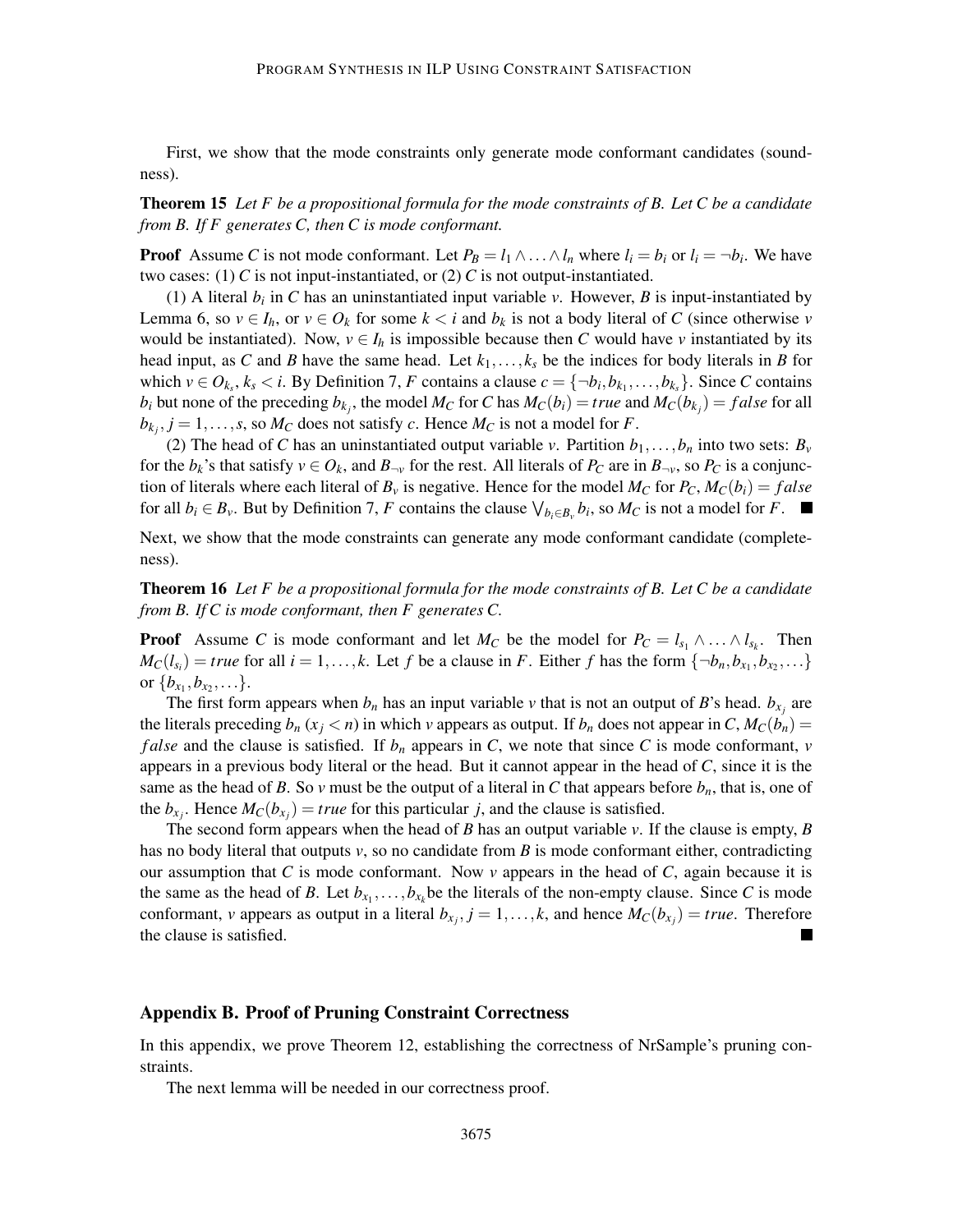First, we show that the mode constraints only generate mode conformant candidates (soundness).

**Theorem 15** *Let $F$ be a propositional formula for the mode constraints of $B$. Let $C$ be a candidate from $B$. If $F$ generates $C$, then $C$ is mode conformant.*

**Proof** Assume $C$ is not mode conformant. Let $P_B = l_1 \wedge \ldots \wedge l_n$ where $l_i = b_i$ or $l_i = \neg b_i$. We have two cases: (1) $C$ is not input-instantiated, or (2) $C$ is not output-instantiated.

(1) A literal $b_i$ in $C$ has an uninstantiated input variable $v$. However, $B$ is input-instantiated by Lemma 6, so $v \in I_h$, or $v \in O_k$ for some $k < i$ and $b_k$ is not a body literal of $C$ (since otherwise $v$ would be instantiated). Now, $v \in I_h$ is impossible because then $C$ would have $v$ instantiated by its head input, as $C$ and $B$ have the same head. Let $k_1, \ldots, k_s$ be the indices for body literals in $B$ for which $v \in O_{k_s}$, $k_s < i$. By Definition 7, $F$ contains a clause $c = \{\neg b_i, b_{k_1}, \ldots, b_{k_s}\}$. Since $C$ contains $b_i$ but none of the preceding $b_{k_j}$, the model $M_C$ for $C$ has $M_C(b_i) = true$ and $M_C(b_{k_j}) = false$ for all $b_{k_j}$, $j = 1, \ldots, s$, so $M_C$ does not satisfy $c$. Hence $M_C$ is not a model for $F$.

(2) The head of $C$ has an uninstantiated output variable $v$. Partition $b_1, \ldots, b_n$ into two sets: $B_v$ for the $b_k$'s that satisfy $v \in O_k$, and $B_{\neg v}$ for the rest. All literals of $P_C$ are in $B_{\neg v}$, so $P_C$ is a conjunction of literals where each literal of $B_v$ is negative. Hence for the model $M_C$ for $P_C$, $M_C(b_i) = false$ for all $b_i \in B_v$. But by Definition 7, $F$ contains the clause $\bigvee_{b_i \in B_v} b_i$, so $M_C$ is not a model for $F$. ■

Next, we show that the mode constraints can generate any mode conformant candidate (completeness).

**Theorem 16** *Let $F$ be a propositional formula for the mode constraints of $B$. Let $C$ be a candidate from $B$. If $C$ is mode conformant, then $F$ generates $C$.*

**Proof** Assume $C$ is mode conformant and let $M_C$ be the model for $P_C = l_{s_1} \wedge \ldots \wedge l_{s_k}$. Then $M_C(l_{s_i}) = true$ for all $i = 1, \ldots, k$. Let $f$ be a clause in $F$. Either $f$ has the form $\{\neg b_n, b_{x_1}, b_{x_2}, \ldots\}$ or $\{b_{x_1}, b_{x_2}, \ldots\}$.

The first form appears when $b_n$ has an input variable $v$ that is not an output of $B$'s head. $b_{x_j}$ are the literals preceding $b_n$ ($x_j < n$) in which $v$ appears as output. If $b_n$ does not appear in $C$, $M_C(b_n) = false$ and the clause is satisfied. If $b_n$ appears in $C$, we note that since $C$ is mode conformant, $v$ appears in a previous body literal or the head. But it cannot appear in the head of $C$, since it is the same as the head of $B$. So $v$ must be the output of a literal in $C$ that appears before $b_n$, that is, one of the $b_{x_j}$. Hence $M_C(b_{x_j}) = true$ for this particular $j$, and the clause is satisfied.

The second form appears when the head of $B$ has an output variable $v$. If the clause is empty, $B$ has no body literal that outputs $v$, so no candidate from $B$ is mode conformant either, contradicting our assumption that $C$ is mode conformant. Now $v$ appears in the head of $C$, again because it is the same as the head of $B$. Let $b_{x_1}, \ldots, b_{x_k}$ be the literals of the non-empty clause. Since $C$ is mode conformant, $v$ appears as output in a literal $b_{x_j}$, $j = 1, \ldots, k$, and hence $M_C(b_{x_j}) = true$. Therefore the clause is satisfied. ■

## Appendix B. Proof of Pruning Constraint Correctness

In this appendix, we prove Theorem 12, establishing the correctness of NrSample's pruning constraints.

The next lemma will be needed in our correctness proof.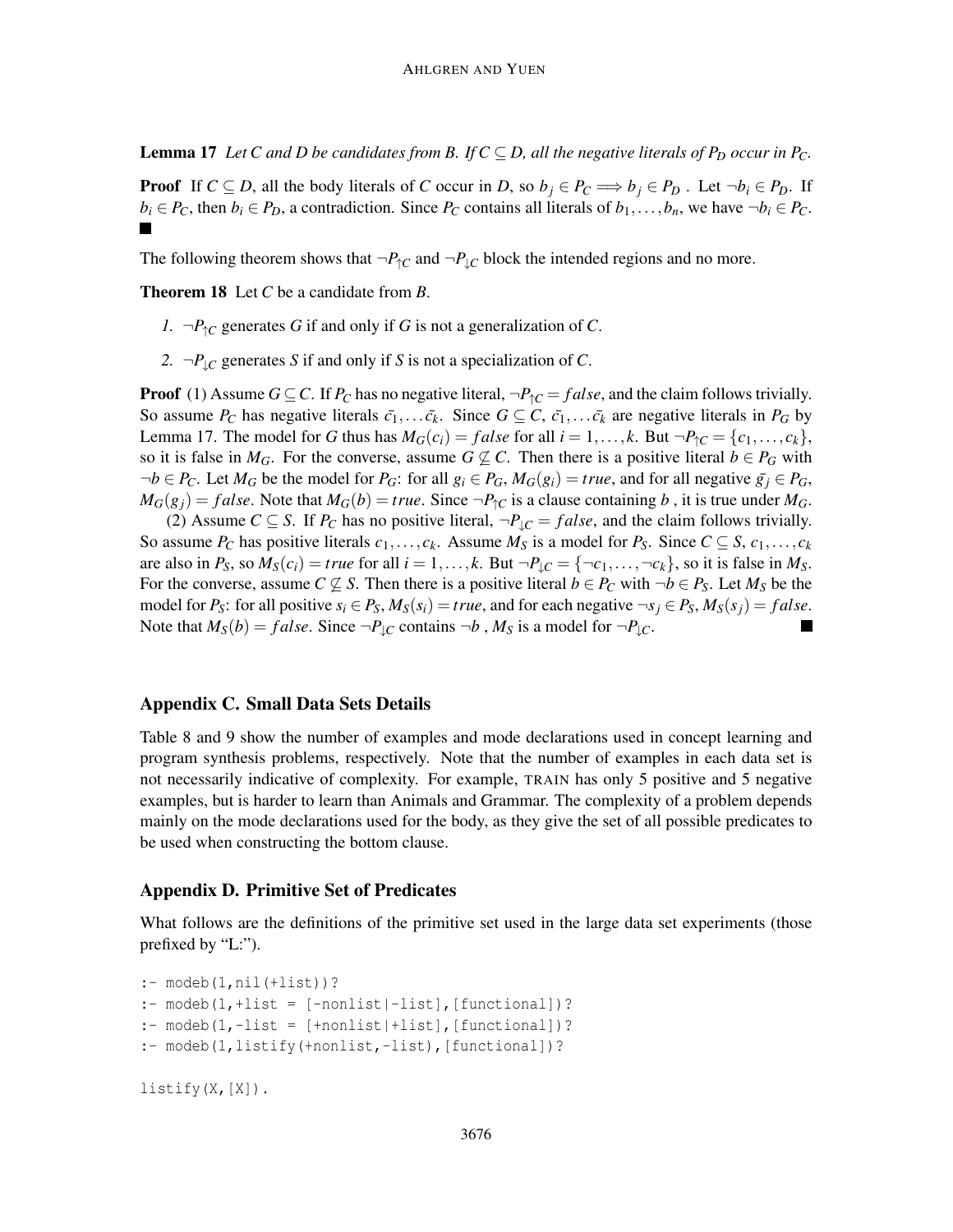**Lemma 17** *Let $C$ and $D$ be candidates from $B$. If $C \subseteq D$, all the negative literals of $P_D$ occur in $P_C$.*

**Proof** If $C \subseteq D$, all the body literals of $C$ occur in $D$, so $b_j \in P_C \Longrightarrow b_j \in P_D$ . Let $\neg b_i \in P_D$. If $b_i \in P_C$, then $b_i \in P_D$, a contradiction. Since $P_C$ contains all literals of $b_1, \ldots, b_n$, we have $\neg b_i \in P_C$. ■

The following theorem shows that $\neg P_{\uparrow C}$ and $\neg P_{\downarrow C}$ block the intended regions and no more.

**Theorem 18** Let $C$ be a candidate from $B$.

1. $\neg P_{\uparrow C}$ generates $G$ if and only if $G$ is not a generalization of $C$.
2. $\neg P_{\downarrow C}$ generates $S$ if and only if $S$ is not a specialization of $C$.

**Proof** (1) Assume $G \subseteq C$. If $P_C$ has no negative literal, $\neg P_{\uparrow C} = false$, and the claim follows trivially. So assume $P_C$ has negative literals $\bar{c_1}, \ldots \bar{c_k}$. Since $G \subseteq C$, $\bar{c_1}, \ldots \bar{c_k}$ are negative literals in $P_G$ by Lemma 17. The model for $G$ thus has $M_G(c_i) = false$ for all $i = 1, \ldots, k$. But $\neg P_{\uparrow C} = \{c_1, \ldots, c_k\}$, so it is false in $M_G$. For the converse, assume $G \not\subseteq C$. Then there is a positive literal $b \in P_G$ with $\neg b \in P_C$. Let $M_G$ be the model for $P_G$: for all $g_i \in P_G$, $M_G(g_i) = true$, and for all negative $\bar{g_j} \in P_G$, $M_G(g_j) = false$. Note that $M_G(b) = true$. Since $\neg P_{\uparrow C}$ is a clause containing $b$ , it is true under $M_G$.

(2) Assume $C \subseteq S$. If $P_C$ has no positive literal, $\neg P_{\downarrow C} = false$, and the claim follows trivially. So assume $P_C$ has positive literals $c_1, \ldots, c_k$. Assume $M_S$ is a model for $P_S$. Since $C \subseteq S$, $c_1, \ldots, c_k$ are also in $P_S$, so $M_S(c_i) = true$ for all $i = 1, \ldots, k$. But $\neg P_{\downarrow C} = \{\neg c_1, \ldots, \neg c_k\}$, so it is false in $M_S$. For the converse, assume $C \not\subseteq S$. Then there is a positive literal $b \in P_C$ with $\neg b \in P_S$. Let $M_S$ be the model for $P_S$: for all positive $s_i \in P_S$, $M_S(s_i) = true$, and for each negative $\neg s_j \in P_S$, $M_S(s_j) = false$. Note that $M_S(b) = false$. Since $\neg P_{\downarrow C}$ contains $\neg b$ , $M_S$ is a model for $\neg P_{\downarrow C}$. ■

## Appendix C. Small Data Sets Details

Table 8 and 9 show the number of examples and mode declarations used in concept learning and program synthesis problems, respectively. Note that the number of examples in each data set is not necessarily indicative of complexity. For example, TRAIN has only 5 positive and 5 negative examples, but is harder to learn than Animals and Grammar. The complexity of a problem depends mainly on the mode declarations used for the body, as they give the set of all possible predicates to be used when constructing the bottom clause.

## Appendix D. Primitive Set of Predicates

What follows are the definitions of the primitive set used in the large data set experiments (those prefixed by "L:").

```
:- modeb(1,nil(+list))?
:- modeb(1,+list = [-nonlist|-list],[functional])?
:- modeb(1,-list = [+nonlist|+list],[functional])?
:- modeb(1,listify(+nonlist,-list),[functional])?

listify(X,[X]).
```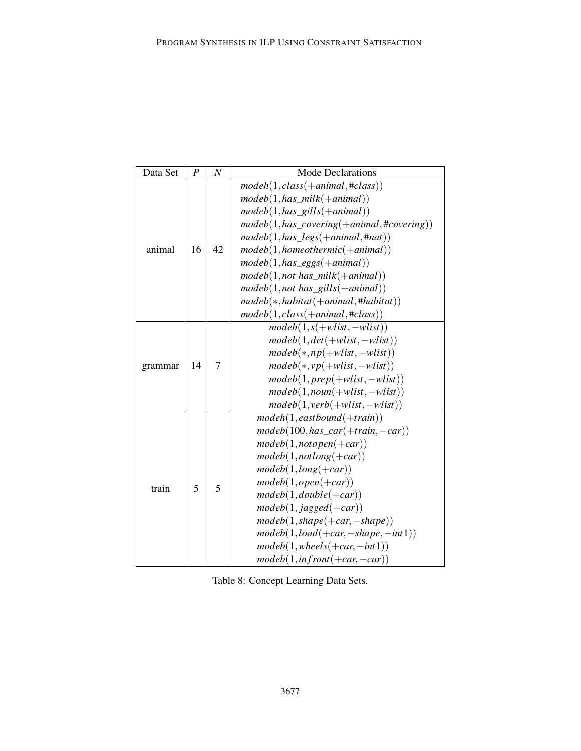| Data Set | $P$ | $N$ | Mode Declarations |
|---|---|---|---|
| animal | 16 | 42 | $modeh(1, class(+animal, \#class))$ |
| | | | $modeb(1, has\_milk(+animal))$ |
| | | | $modeb(1, has\_gills(+animal))$ |
| | | | $modeb(1, has\_covering(+animal, \#covering))$ |
| | | | $modeb(1, has\_legs(+animal, \#nat))$ |
| | | | $modeb(1, homeothermic(+animal))$ |
| | | | $modeb(1, has\_eggs(+animal))$ |
| | | | $modeb(1, not\ has\_milk(+animal))$ |
| | | | $modeb(1, not\ has\_gills(+animal))$ |
| | | | $modeb(*, habitat(+animal, \#habitat))$ |
| | | | $modeb(1, class(+animal, \#class))$ |
| grammar | 14 | 7 | $modeh(1, s(+wlist, -wlist))$ |
| | | | $modeb(1, det(+wlist, -wlist))$ |
| | | | $modeb(*, np(+wlist, -wlist))$ |
| | | | $modeb(*, vp(+wlist, -wlist))$ |
| | | | $modeb(1, prep(+wlist, -wlist))$ |
| | | | $modeb(1, noun(+wlist, -wlist))$ |
| | | | $modeb(1, verb(+wlist, -wlist))$ |
| train | 5 | 5 | $modeh(1, eastbound(+train))$ |
| | | | $modeb(100, has\_car(+train, -car))$ |
| | | | $modeb(1, notopen(+car))$ |
| | | | $modeb(1, notlong(+car))$ |
| | | | $modeb(1, long(+car))$ |
| | | | $modeb(1, open(+car))$ |
| | | | $modeb(1, double(+car))$ |
| | | | $modeb(1, jagged(+car))$ |
| | | | $modeb(1, shape(+car, -shape))$ |
| | | | $modeb(1, load(+car, -shape, -int1))$ |
| | | | $modeb(1, wheels(+car, -int1))$ |
| | | | $modeb(1, infront(+car, -car))$ |

Table 8: Concept Learning Data Sets.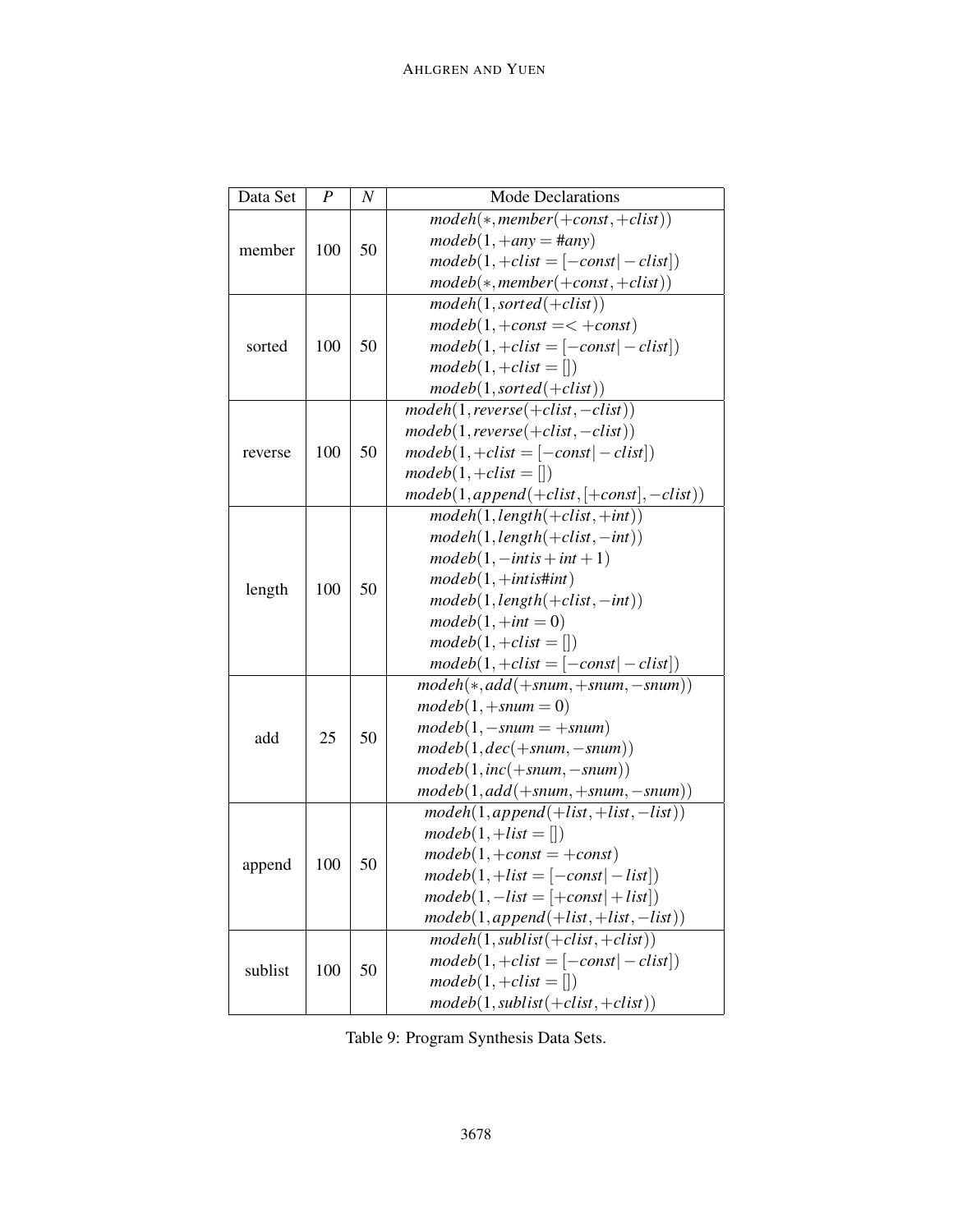| Data Set | $P$ | $N$ | Mode Declarations |
|---|---|---|---|
| member | 100 | 50 | $modeh(*, member(+const, +clist))$<br>$modeb(1, +any = \#any)$<br>$modeb(1, +clist = [-const \vert -clist])$<br>$modeb(*, member(+const, +clist))$ |
| sorted | 100 | 50 | $modeh(1, sorted(+clist))$<br>$modeb(1, +const =< +const)$<br>$modeb(1, +clist = [-const \vert -clist])$<br>$modeb(1, +clist = [])$<br>$modeb(1, sorted(+clist))$ |
| reverse | 100 | 50 | $modeh(1, reverse(+clist, -clist))$<br>$modeb(1, reverse(+clist, -clist))$<br>$modeb(1, +clist = [-const \vert -clist])$<br>$modeb(1, +clist = [])$<br>$modeb(1, append(+clist, [+const], -clist))$ |
| length | 100 | 50 | $modeh(1, length(+clist, +int))$<br>$modeh(1, length(+clist, -int))$<br>$modeb(1, -int is +int + 1)$<br>$modeb(1, +int is \#int)$<br>$modeb(1, length(+clist, -int))$<br>$modeb(1, +int = 0)$<br>$modeb(1, +clist = [])$<br>$modeb(1, +clist = [-const \vert -clist])$ |
| add | 25 | 50 | $modeh(*, add(+snum, +snum, -snum))$<br>$modeb(1, +snum = 0)$<br>$modeb(1, -snum = +snum)$<br>$modeb(1, dec(+snum, -snum))$<br>$modeb(1, inc(+snum, -snum))$<br>$modeb(1, add(+snum, +snum, -snum))$ |
| append | 100 | 50 | $modeh(1, append(+list, +list, -list))$<br>$modeb(1, +list = [])$<br>$modeb(1, +const = +const)$<br>$modeb(1, +list = [-const \vert -list])$<br>$modeb(1, -list = [+const \vert +list])$<br>$modeb(1, append(+list, +list, -list))$ |
| sublist | 100 | 50 | $modeh(1, sublist(+clist, +clist))$<br>$modeb(1, +clist = [-const \vert -clist])$<br>$modeb(1, +clist = [])$<br>$modeb(1, sublist(+clist, +clist))$ |

Table 9: Program Synthesis Data Sets.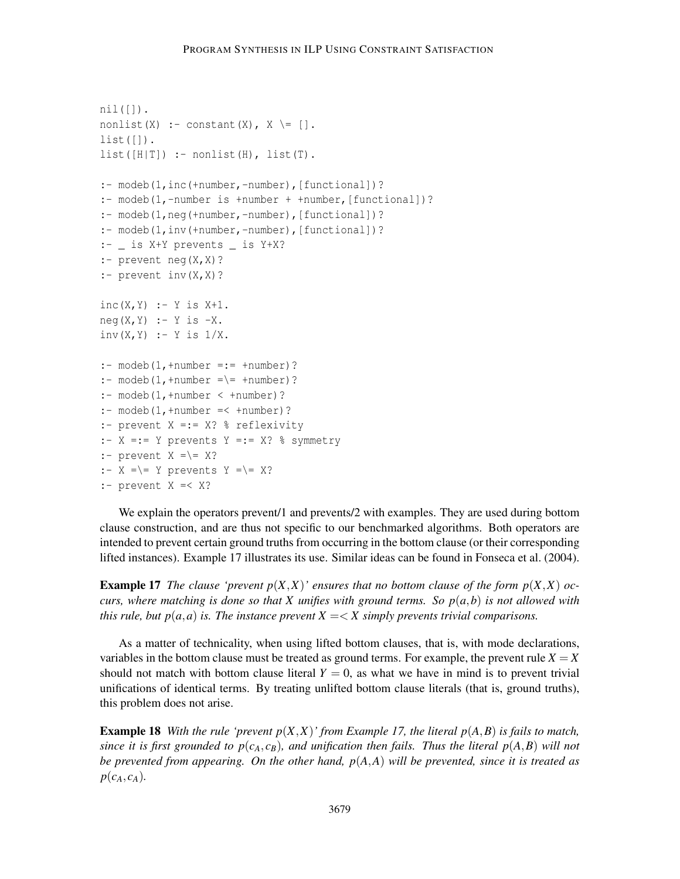```
nil([]).
nonlist(X) :- constant(X), X \= [].
list([]).
list([H|T]) :- nonlist(H), list(T).

:- modeb(1,inc(+number,-number),[functional])?
:- modeb(1,-number is +number + +number,[functional])?
:- modeb(1,neg(+number,-number),[functional])?
:- modeb(1,inv(+number,-number),[functional])?
:- _ is X+Y prevents _ is Y+X?
:- prevent neg(X,X)?
:- prevent inv(X,X)?

inc(X,Y) :- Y is X+1.
neg(X,Y) :- Y is -X.
inv(X,Y) :- Y is 1/X.

:- modeb(1,+number =:= +number)?
:- modeb(1,+number =\= +number)?
:- modeb(1,+number < +number)?
:- modeb(1,+number =< +number)?
:- prevent X =:= X? % reflexivity
:- X =:= Y prevents Y =:= X? % symmetry
:- prevent X =\= X?
:- X =\= Y prevents Y =\= X?
:- prevent X =< X?
```

We explain the operators prevent/1 and prevents/2 with examples. They are used during bottom clause construction, and are thus not specific to our benchmarked algorithms. Both operators are intended to prevent certain ground truths from occurring in the bottom clause (or their corresponding lifted instances). Example 17 illustrates its use. Similar ideas can be found in Fonseca et al. (2004).

**Example 17** *The clause 'prevent $p(X,X)$' ensures that no bottom clause of the form $p(X,X)$ occurs, where matching is done so that $X$ unifies with ground terms. So $p(a,b)$ is not allowed with this rule, but $p(a,a)$ is. The instance prevent $X =< X$ simply prevents trivial comparisons.*

As a matter of technicality, when using lifted bottom clauses, that is, with mode declarations, variables in the bottom clause must be treated as ground terms. For example, the prevent rule $X = X$ should not match with bottom clause literal $Y = 0$, as what we have in mind is to prevent trivial unifications of identical terms. By treating unlifted bottom clause literals (that is, ground truths), this problem does not arise.

**Example 18** *With the rule 'prevent $p(X,X)$' from Example 17, the literal $p(A,B)$ is fails to match, since it is first grounded to $p(c_A, c_B)$, and unification then fails. Thus the literal $p(A,B)$ will not be prevented from appearing. On the other hand, $p(A,A)$ will be prevented, since it is treated as $p(c_A, c_A)$.*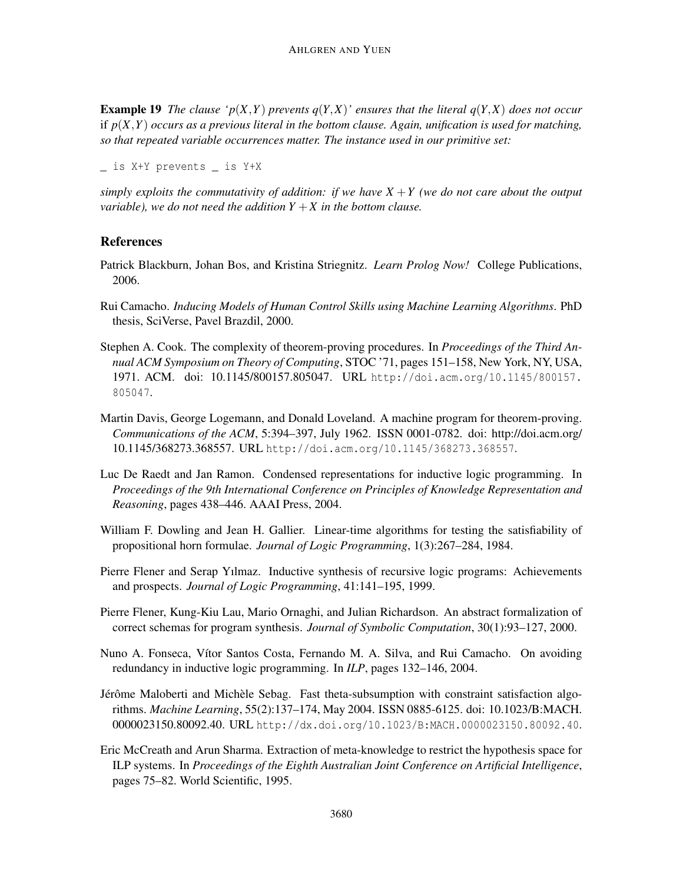**Example 19** *The clause '$p(X,Y)$ prevents $q(Y,X)$' ensures that the literal $q(Y,X)$ does not occur* if $p(X,Y)$ *occurs as a previous literal in the bottom clause. Again, unification is used for matching, so that repeated variable occurrences matter. The instance used in our primitive set:*

```
_ is X+Y prevents _ is Y+X
```

*simply exploits the commutativity of addition: if we have $X+Y$ (we do not care about the output variable), we do not need the addition $Y+X$ in the bottom clause.*

## References

Patrick Blackburn, Johan Bos, and Kristina Striegnitz. *Learn Prolog Now!* College Publications, 2006.

Rui Camacho. *Inducing Models of Human Control Skills using Machine Learning Algorithms*. PhD thesis, SciVerse, Pavel Brazdil, 2000.

Stephen A. Cook. The complexity of theorem-proving procedures. In *Proceedings of the Third Annual ACM Symposium on Theory of Computing*, STOC '71, pages 151–158, New York, NY, USA, 1971. ACM. doi: 10.1145/800157.805047. URL http://doi.acm.org/10.1145/800157.805047.

Martin Davis, George Logemann, and Donald Loveland. A machine program for theorem-proving. *Communications of the ACM*, 5:394–397, July 1962. ISSN 0001-0782. doi: http://doi.acm.org/10.1145/368273.368557. URL http://doi.acm.org/10.1145/368273.368557.

Luc De Raedt and Jan Ramon. Condensed representations for inductive logic programming. In *Proceedings of the 9th International Conference on Principles of Knowledge Representation and Reasoning*, pages 438–446. AAAI Press, 2004.

William F. Dowling and Jean H. Gallier. Linear-time algorithms for testing the satisfiability of propositional horn formulae. *Journal of Logic Programming*, 1(3):267–284, 1984.

Pierre Flener and Serap Yılmaz. Inductive synthesis of recursive logic programs: Achievements and prospects. *Journal of Logic Programming*, 41:141–195, 1999.

Pierre Flener, Kung-Kiu Lau, Mario Ornaghi, and Julian Richardson. An abstract formalization of correct schemas for program synthesis. *Journal of Symbolic Computation*, 30(1):93–127, 2000.

Nuno A. Fonseca, Vítor Santos Costa, Fernando M. A. Silva, and Rui Camacho. On avoiding redundancy in inductive logic programming. In *ILP*, pages 132–146, 2004.

Jérôme Maloberti and Michèle Sebag. Fast theta-subsumption with constraint satisfaction algorithms. *Machine Learning*, 55(2):137–174, May 2004. ISSN 0885-6125. doi: 10.1023/B:MACH.0000023150.80092.40. URL http://dx.doi.org/10.1023/B:MACH.0000023150.80092.40.

Eric McCreath and Arun Sharma. Extraction of meta-knowledge to restrict the hypothesis space for ILP systems. In *Proceedings of the Eighth Australian Joint Conference on Artificial Intelligence*, pages 75–82. World Scientific, 1995.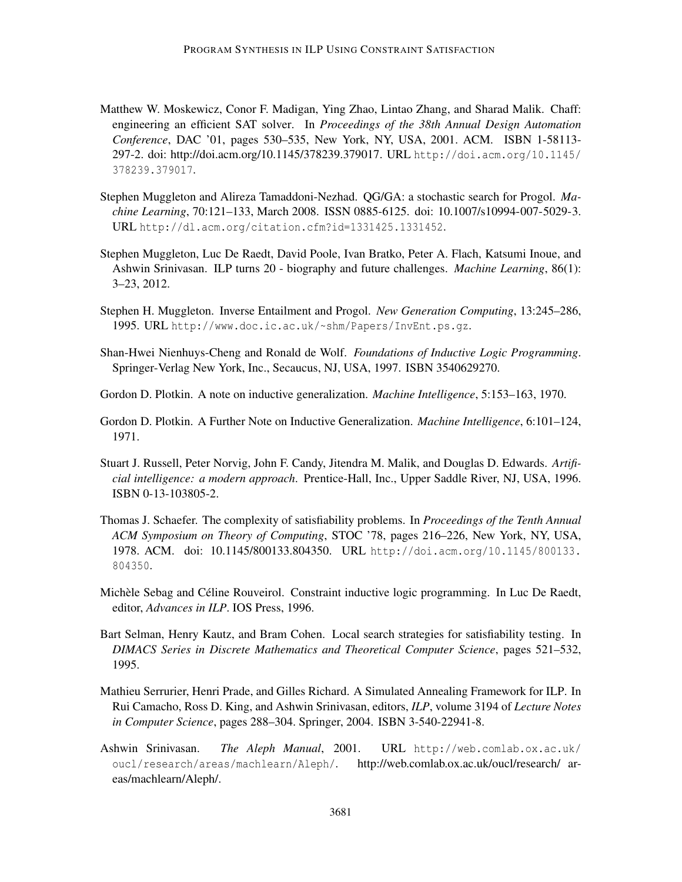Matthew W. Moskewicz, Conor F. Madigan, Ying Zhao, Lintao Zhang, and Sharad Malik. Chaff: engineering an efficient SAT solver. In *Proceedings of the 38th Annual Design Automation Conference*, DAC '01, pages 530–535, New York, NY, USA, 2001. ACM. ISBN 1-58113-297-2. doi: http://doi.acm.org/10.1145/378239.379017. URL http://doi.acm.org/10.1145/378239.379017.

Stephen Muggleton and Alireza Tamaddoni-Nezhad. QG/GA: a stochastic search for Progol. *Machine Learning*, 70:121–133, March 2008. ISSN 0885-6125. doi: 10.1007/s10994-007-5029-3. URL http://dl.acm.org/citation.cfm?id=1331425.1331452.

Stephen Muggleton, Luc De Raedt, David Poole, Ivan Bratko, Peter A. Flach, Katsumi Inoue, and Ashwin Srinivasan. ILP turns 20 - biography and future challenges. *Machine Learning*, 86(1): 3–23, 2012.

Stephen H. Muggleton. Inverse Entailment and Progol. *New Generation Computing*, 13:245–286, 1995. URL http://www.doc.ic.ac.uk/~shm/Papers/InvEnt.ps.gz.

Shan-Hwei Nienhuys-Cheng and Ronald de Wolf. *Foundations of Inductive Logic Programming*. Springer-Verlag New York, Inc., Secaucus, NJ, USA, 1997. ISBN 3540629270.

Gordon D. Plotkin. A note on inductive generalization. *Machine Intelligence*, 5:153–163, 1970.

Gordon D. Plotkin. A Further Note on Inductive Generalization. *Machine Intelligence*, 6:101–124, 1971.

Stuart J. Russell, Peter Norvig, John F. Candy, Jitendra M. Malik, and Douglas D. Edwards. *Artificial intelligence: a modern approach*. Prentice-Hall, Inc., Upper Saddle River, NJ, USA, 1996. ISBN 0-13-103805-2.

Thomas J. Schaefer. The complexity of satisfiability problems. In *Proceedings of the Tenth Annual ACM Symposium on Theory of Computing*, STOC '78, pages 216–226, New York, NY, USA, 1978. ACM. doi: 10.1145/800133.804350. URL http://doi.acm.org/10.1145/800133.804350.

Michèle Sebag and Céline Rouveirol. Constraint inductive logic programming. In Luc De Raedt, editor, *Advances in ILP*. IOS Press, 1996.

Bart Selman, Henry Kautz, and Bram Cohen. Local search strategies for satisfiability testing. In *DIMACS Series in Discrete Mathematics and Theoretical Computer Science*, pages 521–532, 1995.

Mathieu Serrurier, Henri Prade, and Gilles Richard. A Simulated Annealing Framework for ILP. In Rui Camacho, Ross D. King, and Ashwin Srinivasan, editors, *ILP*, volume 3194 of *Lecture Notes in Computer Science*, pages 288–304. Springer, 2004. ISBN 3-540-22941-8.

Ashwin Srinivasan. *The Aleph Manual*, 2001. URL http://web.comlab.ox.ac.uk/oucl/research/areas/machlearn/Aleph/. http://web.comlab.ox.ac.uk/oucl/research/ areas/machlearn/Aleph/.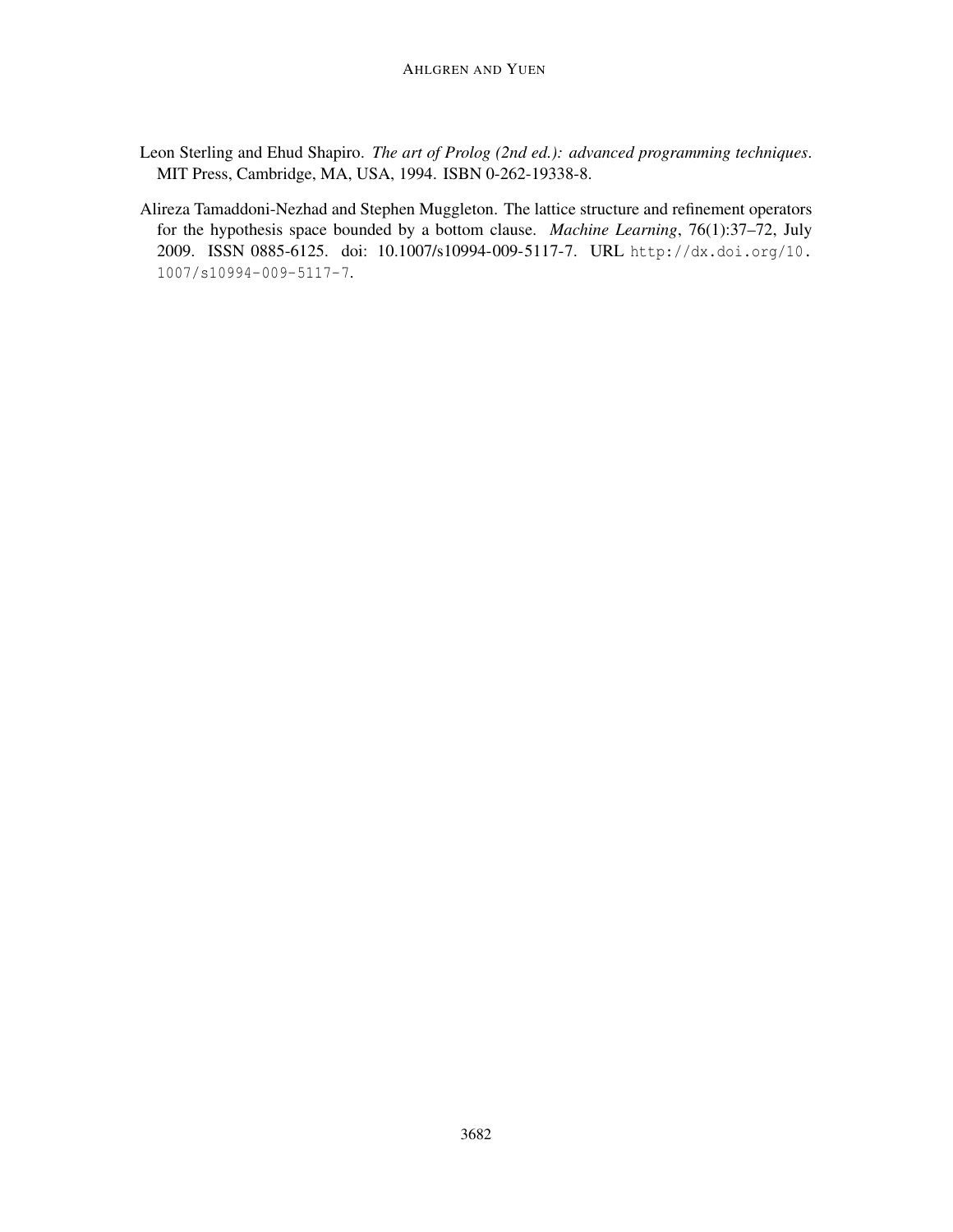Leon Sterling and Ehud Shapiro. *The art of Prolog (2nd ed.): advanced programming techniques*. MIT Press, Cambridge, MA, USA, 1994. ISBN 0-262-19338-8.

Alireza Tamaddoni-Nezhad and Stephen Muggleton. The lattice structure and refinement operators for the hypothesis space bounded by a bottom clause. *Machine Learning*, 76(1):37–72, July 2009. ISSN 0885-6125. doi: 10.1007/s10994-009-5117-7. URL http://dx.doi.org/10.1007/s10994-009-5117-7.